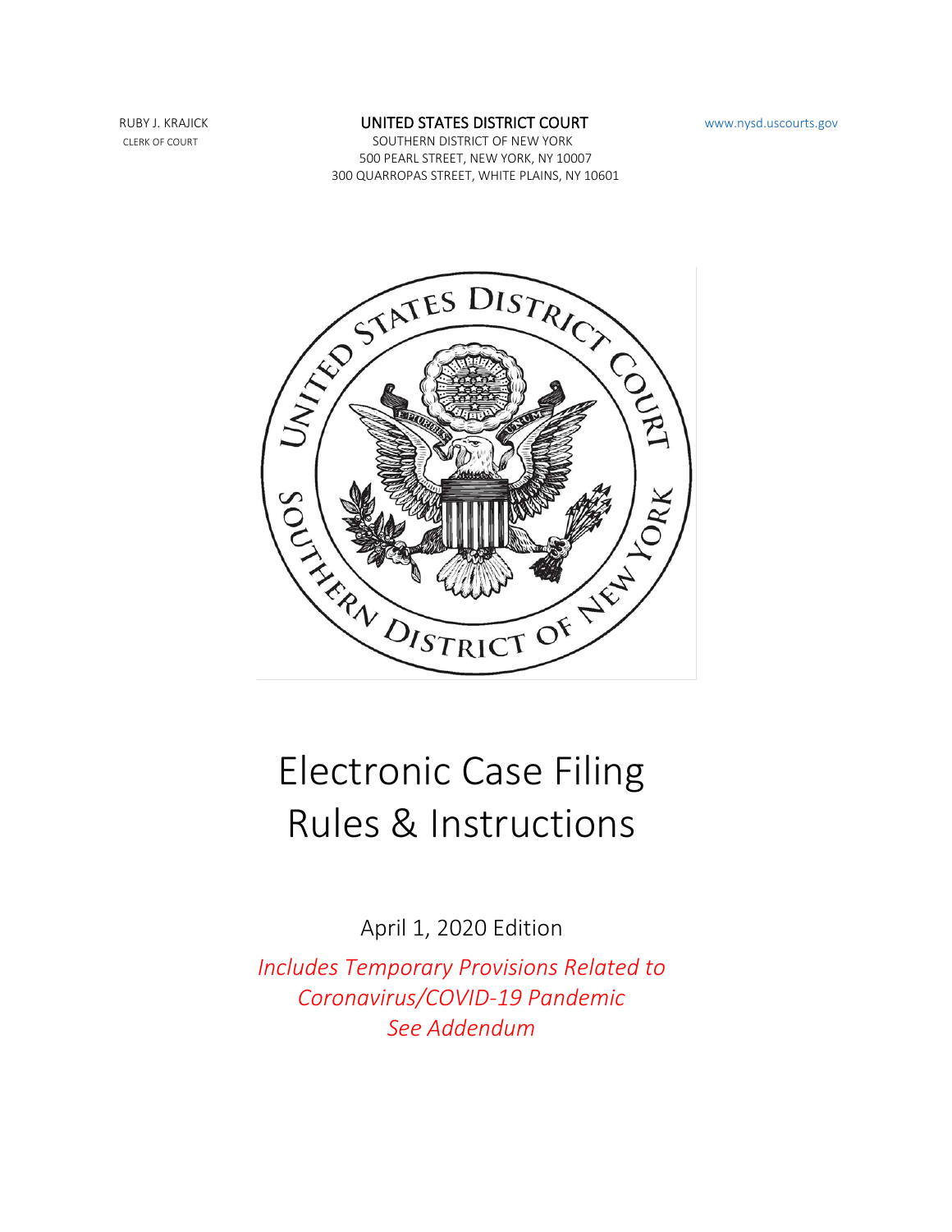RUBY J. KRAJICK
CLERK OF COURT

UNITED STATES DISTRICT COURT
SOUTHERN DISTRICT OF NEW YORK
500 PEARL STREET, NEW YORK, NY 10007
300 QUARROPAS STREET, WHITE PLAINS, NY 10601

www.nysd.uscourts.gov

# Electronic Case Filing Rules & Instructions

April 1, 2020 Edition

*Includes Temporary Provisions Related to Coronavirus/COVID-19 Pandemic*
*See Addendum*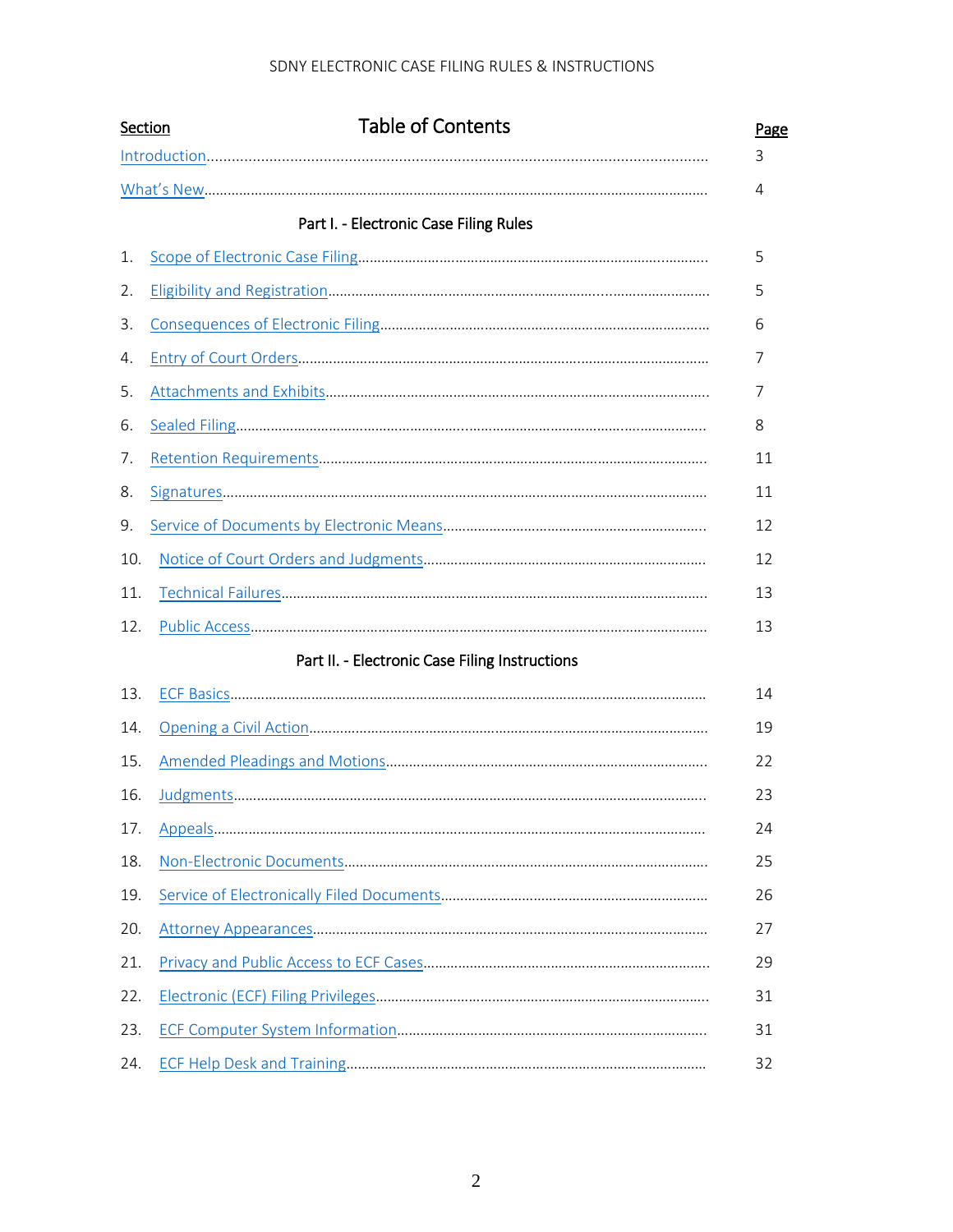# Table of Contents

| Section | | Page |
|---|---|---|
| Introduction | | 3 |
| What's New | | 4 |
| **Part I. - Electronic Case Filing Rules** | | |
| 1. | Scope of Electronic Case Filing | 5 |
| 2. | Eligibility and Registration | 5 |
| 3. | Consequences of Electronic Filing | 6 |
| 4. | Entry of Court Orders | 7 |
| 5. | Attachments and Exhibits | 7 |
| 6. | Sealed Filing | 8 |
| 7. | Retention Requirements | 11 |
| 8. | Signatures | 11 |
| 9. | Service of Documents by Electronic Means | 12 |
| 10. | Notice of Court Orders and Judgments | 12 |
| 11. | Technical Failures | 13 |
| 12. | Public Access | 13 |
| **Part II. - Electronic Case Filing Instructions** | | |
| 13. | ECF Basics | 14 |
| 14. | Opening a Civil Action | 19 |
| 15. | Amended Pleadings and Motions | 22 |
| 16. | Judgments | 23 |
| 17. | Appeals | 24 |
| 18. | Non-Electronic Documents | 25 |
| 19. | Service of Electronically Filed Documents | 26 |
| 20. | Attorney Appearances | 27 |
| 21. | Privacy and Public Access to ECF Cases | 29 |
| 22. | Electronic (ECF) Filing Privileges | 31 |
| 23. | ECF Computer System Information | 31 |
| 24. | ECF Help Desk and Training | 32 |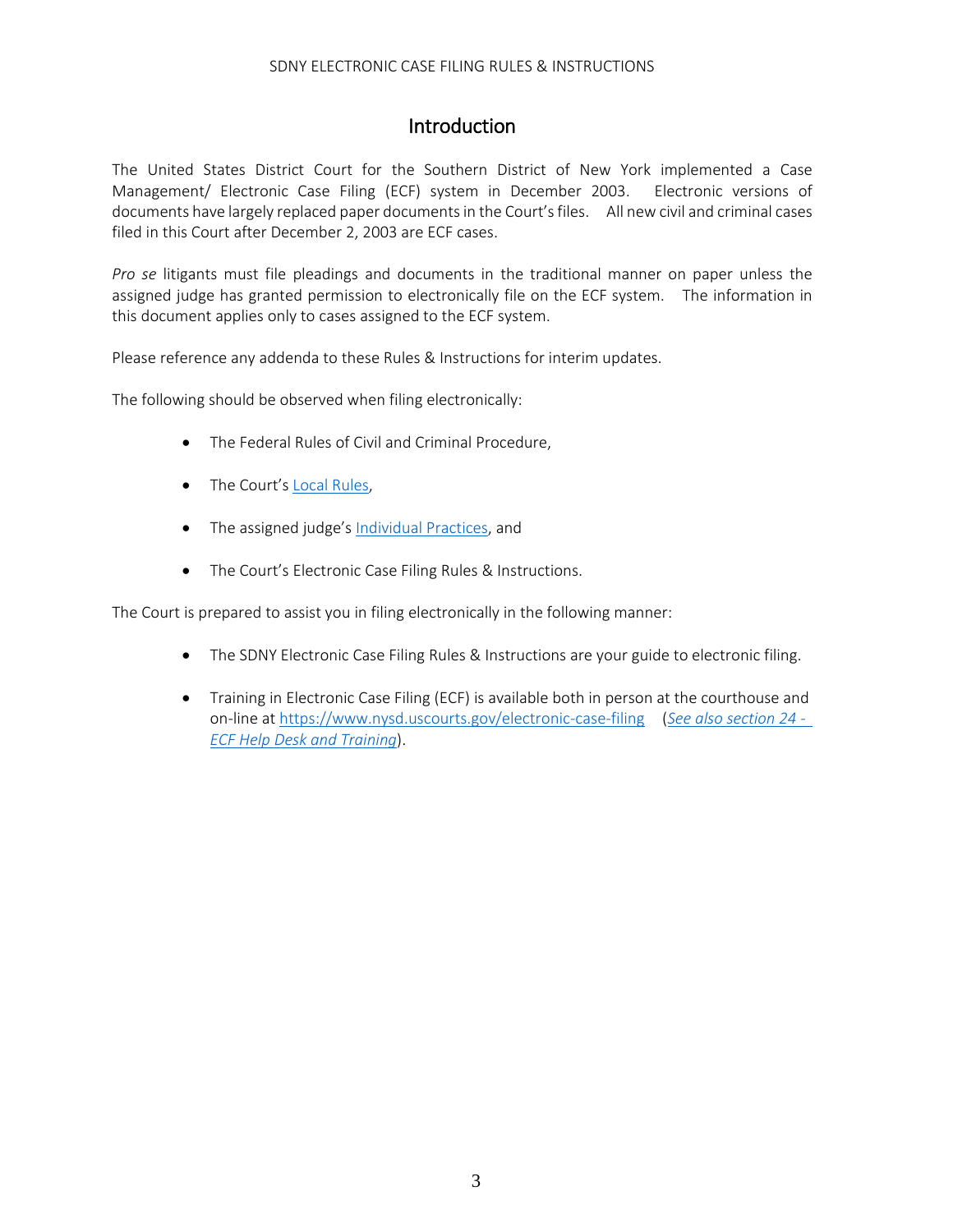# Introduction

The United States District Court for the Southern District of New York implemented a Case Management/ Electronic Case Filing (ECF) system in December 2003. Electronic versions of documents have largely replaced paper documents in the Court's files. All new civil and criminal cases filed in this Court after December 2, 2003 are ECF cases.

*Pro se* litigants must file pleadings and documents in the traditional manner on paper unless the assigned judge has granted permission to electronically file on the ECF system. The information in this document applies only to cases assigned to the ECF system.

Please reference any addenda to these Rules & Instructions for interim updates.

The following should be observed when filing electronically:

- The Federal Rules of Civil and Criminal Procedure,
- The Court's Local Rules,
- The assigned judge's Individual Practices, and
- The Court's Electronic Case Filing Rules & Instructions.

The Court is prepared to assist you in filing electronically in the following manner:

- The SDNY Electronic Case Filing Rules & Instructions are your guide to electronic filing.
- Training in Electronic Case Filing (ECF) is available both in person at the courthouse and on-line at https://www.nysd.uscourts.gov/electronic-case-filing (*See also section 24 - ECF Help Desk and Training*).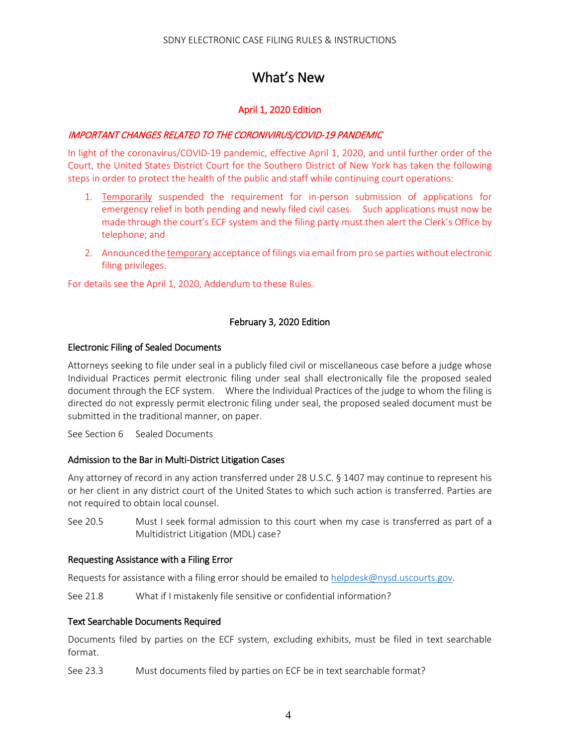# What's New

## April 1, 2020 Edition

*IMPORTANT CHANGES RELATED TO THE CORONIVIRUS/COVID-19 PANDEMIC*

In light of the coronavirus/COVID-19 pandemic, effective April 1, 2020, and until further order of the Court, the United States District Court for the Southern District of New York has taken the following steps in order to protect the health of the public and staff while continuing court operations:

1. Temporarily suspended the requirement for in-person submission of applications for emergency relief in both pending and newly filed civil cases. Such applications must now be made through the court's ECF system and the filing party must then alert the Clerk's Office by telephone; and
2. Announced the temporary acceptance of filings via email from pro se parties without electronic filing privileges.

For details see the April 1, 2020, Addendum to these Rules.

## February 3, 2020 Edition

### Electronic Filing of Sealed Documents

Attorneys seeking to file under seal in a publicly filed civil or miscellaneous case before a judge whose Individual Practices permit electronic filing under seal shall electronically file the proposed sealed document through the ECF system. Where the Individual Practices of the judge to whom the filing is directed do not expressly permit electronic filing under seal, the proposed sealed document must be submitted in the traditional manner, on paper.

See Section 6 Sealed Documents

### Admission to the Bar in Multi-District Litigation Cases

Any attorney of record in any action transferred under 28 U.S.C. § 1407 may continue to represent his or her client in any district court of the United States to which such action is transferred. Parties are not required to obtain local counsel.

See 20.5 Must I seek formal admission to this court when my case is transferred as part of a Multidistrict Litigation (MDL) case?

### Requesting Assistance with a Filing Error

Requests for assistance with a filing error should be emailed to helpdesk@nysd.uscourts.gov.

See 21.8 What if I mistakenly file sensitive or confidential information?

### Text Searchable Documents Required

Documents filed by parties on the ECF system, excluding exhibits, must be filed in text searchable format.

See 23.3 Must documents filed by parties on ECF be in text searchable format?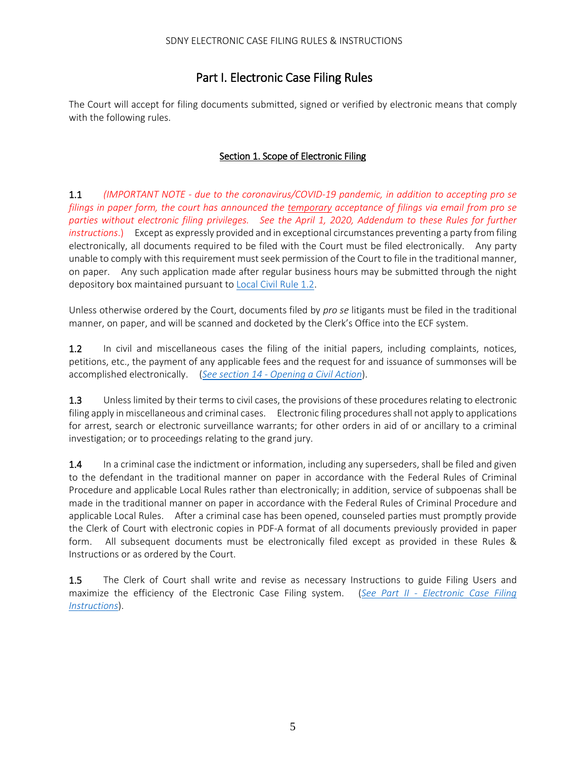# Part I. Electronic Case Filing Rules

The Court will accept for filing documents submitted, signed or verified by electronic means that comply with the following rules.

## Section 1. Scope of Electronic Filing

**1.1** *(IMPORTANT NOTE - due to the coronavirus/COVID-19 pandemic, in addition to accepting pro se filings in paper form, the court has announced the temporary acceptance of filings via email from pro se parties without electronic filing privileges. See the April 1, 2020, Addendum to these Rules for further instructions.)* Except as expressly provided and in exceptional circumstances preventing a party from filing electronically, all documents required to be filed with the Court must be filed electronically. Any party unable to comply with this requirement must seek permission of the Court to file in the traditional manner, on paper. Any such application made after regular business hours may be submitted through the night depository box maintained pursuant to Local Civil Rule 1.2.

Unless otherwise ordered by the Court, documents filed by *pro se* litigants must be filed in the traditional manner, on paper, and will be scanned and docketed by the Clerk's Office into the ECF system.

**1.2** In civil and miscellaneous cases the filing of the initial papers, including complaints, notices, petitions, etc., the payment of any applicable fees and the request for and issuance of summonses will be accomplished electronically. (*See section 14 - Opening a Civil Action*).

**1.3** Unless limited by their terms to civil cases, the provisions of these procedures relating to electronic filing apply in miscellaneous and criminal cases. Electronic filing procedures shall not apply to applications for arrest, search or electronic surveillance warrants; for other orders in aid of or ancillary to a criminal investigation; or to proceedings relating to the grand jury.

**1.4** In a criminal case the indictment or information, including any superseders, shall be filed and given to the defendant in the traditional manner on paper in accordance with the Federal Rules of Criminal Procedure and applicable Local Rules rather than electronically; in addition, service of subpoenas shall be made in the traditional manner on paper in accordance with the Federal Rules of Criminal Procedure and applicable Local Rules. After a criminal case has been opened, counseled parties must promptly provide the Clerk of Court with electronic copies in PDF-A format of all documents previously provided in paper form. All subsequent documents must be electronically filed except as provided in these Rules & Instructions or as ordered by the Court.

**1.5** The Clerk of Court shall write and revise as necessary Instructions to guide Filing Users and maximize the efficiency of the Electronic Case Filing system. (*See Part II - Electronic Case Filing Instructions*).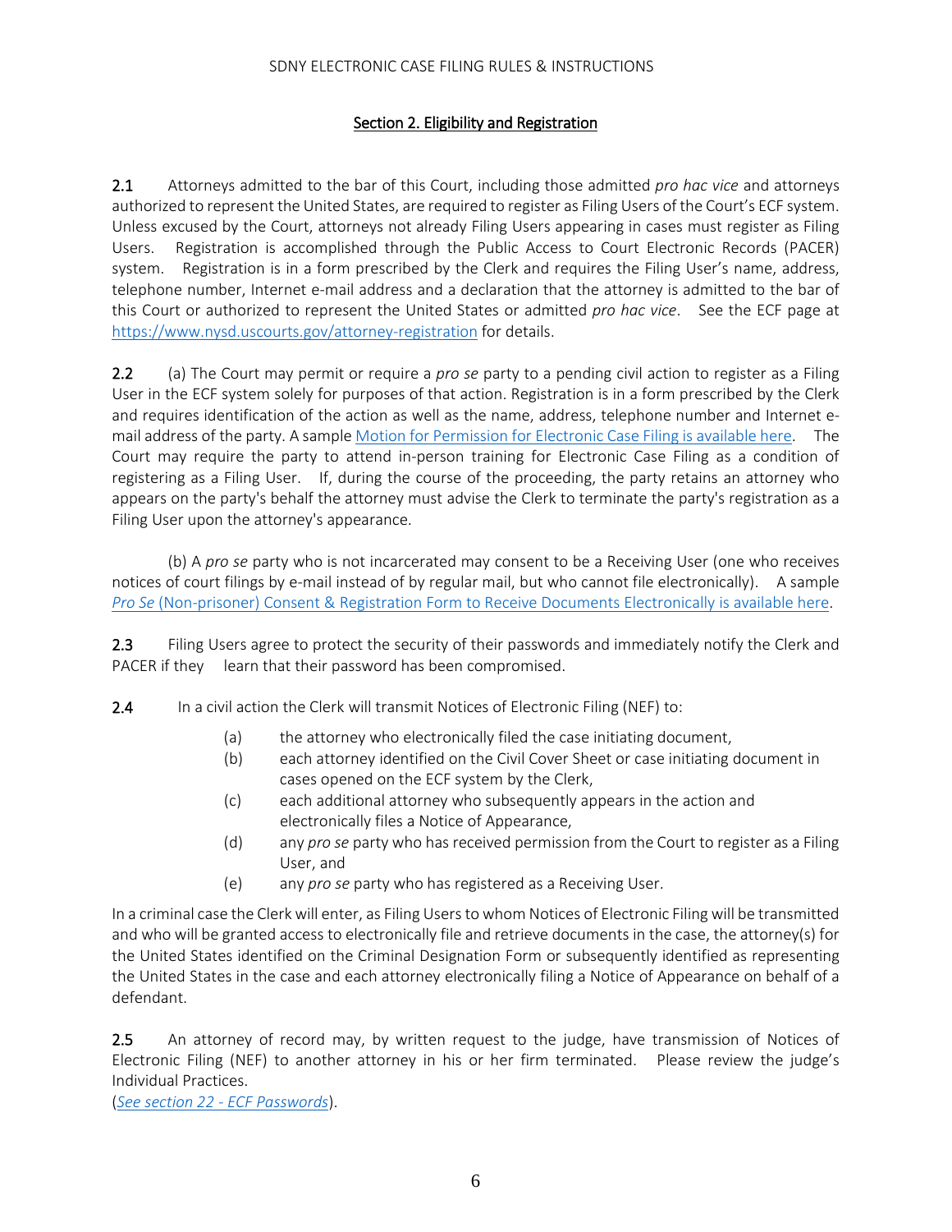## Section 2. Eligibility and Registration

**2.1** Attorneys admitted to the bar of this Court, including those admitted *pro hac vice* and attorneys authorized to represent the United States, are required to register as Filing Users of the Court's ECF system. Unless excused by the Court, attorneys not already Filing Users appearing in cases must register as Filing Users. Registration is accomplished through the Public Access to Court Electronic Records (PACER) system. Registration is in a form prescribed by the Clerk and requires the Filing User's name, address, telephone number, Internet e-mail address and a declaration that the attorney is admitted to the bar of this Court or authorized to represent the United States or admitted *pro hac vice*. See the ECF page at https://www.nysd.uscourts.gov/attorney-registration for details.

**2.2** (a) The Court may permit or require a *pro se* party to a pending civil action to register as a Filing User in the ECF system solely for purposes of that action. Registration is in a form prescribed by the Clerk and requires identification of the action as well as the name, address, telephone number and Internet e-mail address of the party. A sample Motion for Permission for Electronic Case Filing is available here. The Court may require the party to attend in-person training for Electronic Case Filing as a condition of registering as a Filing User. If, during the course of the proceeding, the party retains an attorney who appears on the party's behalf the attorney must advise the Clerk to terminate the party's registration as a Filing User upon the attorney's appearance.

(b) A *pro se* party who is not incarcerated may consent to be a Receiving User (one who receives notices of court filings by e-mail instead of by regular mail, but who cannot file electronically). A sample *Pro Se* (Non-prisoner) Consent & Registration Form to Receive Documents Electronically is available here.

**2.3** Filing Users agree to protect the security of their passwords and immediately notify the Clerk and PACER if they learn that their password has been compromised.

**2.4** In a civil action the Clerk will transmit Notices of Electronic Filing (NEF) to:

(a) the attorney who electronically filed the case initiating document,

(b) each attorney identified on the Civil Cover Sheet or case initiating document in cases opened on the ECF system by the Clerk,

(c) each additional attorney who subsequently appears in the action and electronically files a Notice of Appearance,

(d) any *pro se* party who has received permission from the Court to register as a Filing User, and

(e) any *pro se* party who has registered as a Receiving User.

In a criminal case the Clerk will enter, as Filing Users to whom Notices of Electronic Filing will be transmitted and who will be granted access to electronically file and retrieve documents in the case, the attorney(s) for the United States identified on the Criminal Designation Form or subsequently identified as representing the United States in the case and each attorney electronically filing a Notice of Appearance on behalf of a defendant.

**2.5** An attorney of record may, by written request to the judge, have transmission of Notices of Electronic Filing (NEF) to another attorney in his or her firm terminated. Please review the judge's Individual Practices.
(*See section 22 - ECF Passwords*).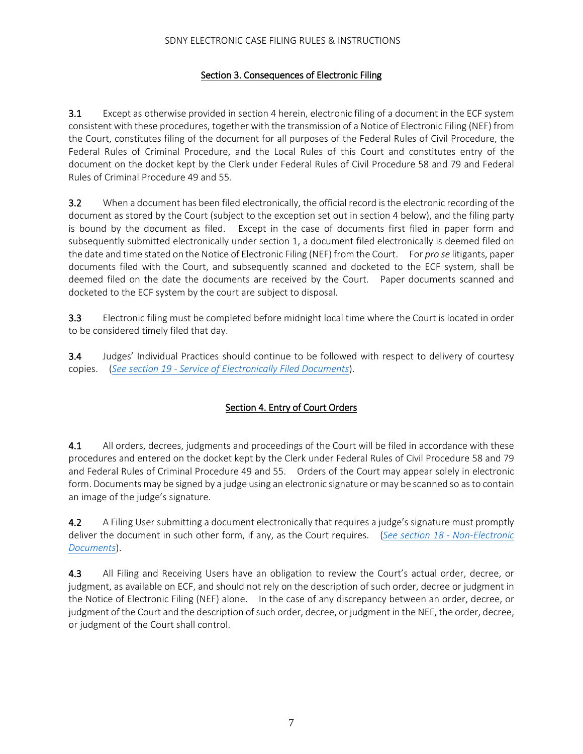## Section 3. Consequences of Electronic Filing

**3.1** Except as otherwise provided in section 4 herein, electronic filing of a document in the ECF system consistent with these procedures, together with the transmission of a Notice of Electronic Filing (NEF) from the Court, constitutes filing of the document for all purposes of the Federal Rules of Civil Procedure, the Federal Rules of Criminal Procedure, and the Local Rules of this Court and constitutes entry of the document on the docket kept by the Clerk under Federal Rules of Civil Procedure 58 and 79 and Federal Rules of Criminal Procedure 49 and 55.

**3.2** When a document has been filed electronically, the official record is the electronic recording of the document as stored by the Court (subject to the exception set out in section 4 below), and the filing party is bound by the document as filed. Except in the case of documents first filed in paper form and subsequently submitted electronically under section 1, a document filed electronically is deemed filed on the date and time stated on the Notice of Electronic Filing (NEF) from the Court. For *pro se* litigants, paper documents filed with the Court, and subsequently scanned and docketed to the ECF system, shall be deemed filed on the date the documents are received by the Court. Paper documents scanned and docketed to the ECF system by the court are subject to disposal.

**3.3** Electronic filing must be completed before midnight local time where the Court is located in order to be considered timely filed that day.

**3.4** Judges' Individual Practices should continue to be followed with respect to delivery of courtesy copies. (*See section 19 - Service of Electronically Filed Documents*).

## Section 4. Entry of Court Orders

**4.1** All orders, decrees, judgments and proceedings of the Court will be filed in accordance with these procedures and entered on the docket kept by the Clerk under Federal Rules of Civil Procedure 58 and 79 and Federal Rules of Criminal Procedure 49 and 55. Orders of the Court may appear solely in electronic form. Documents may be signed by a judge using an electronic signature or may be scanned so as to contain an image of the judge's signature.

**4.2** A Filing User submitting a document electronically that requires a judge's signature must promptly deliver the document in such other form, if any, as the Court requires. (*See section 18 - Non-Electronic Documents*).

**4.3** All Filing and Receiving Users have an obligation to review the Court's actual order, decree, or judgment, as available on ECF, and should not rely on the description of such order, decree or judgment in the Notice of Electronic Filing (NEF) alone. In the case of any discrepancy between an order, decree, or judgment of the Court and the description of such order, decree, or judgment in the NEF, the order, decree, or judgment of the Court shall control.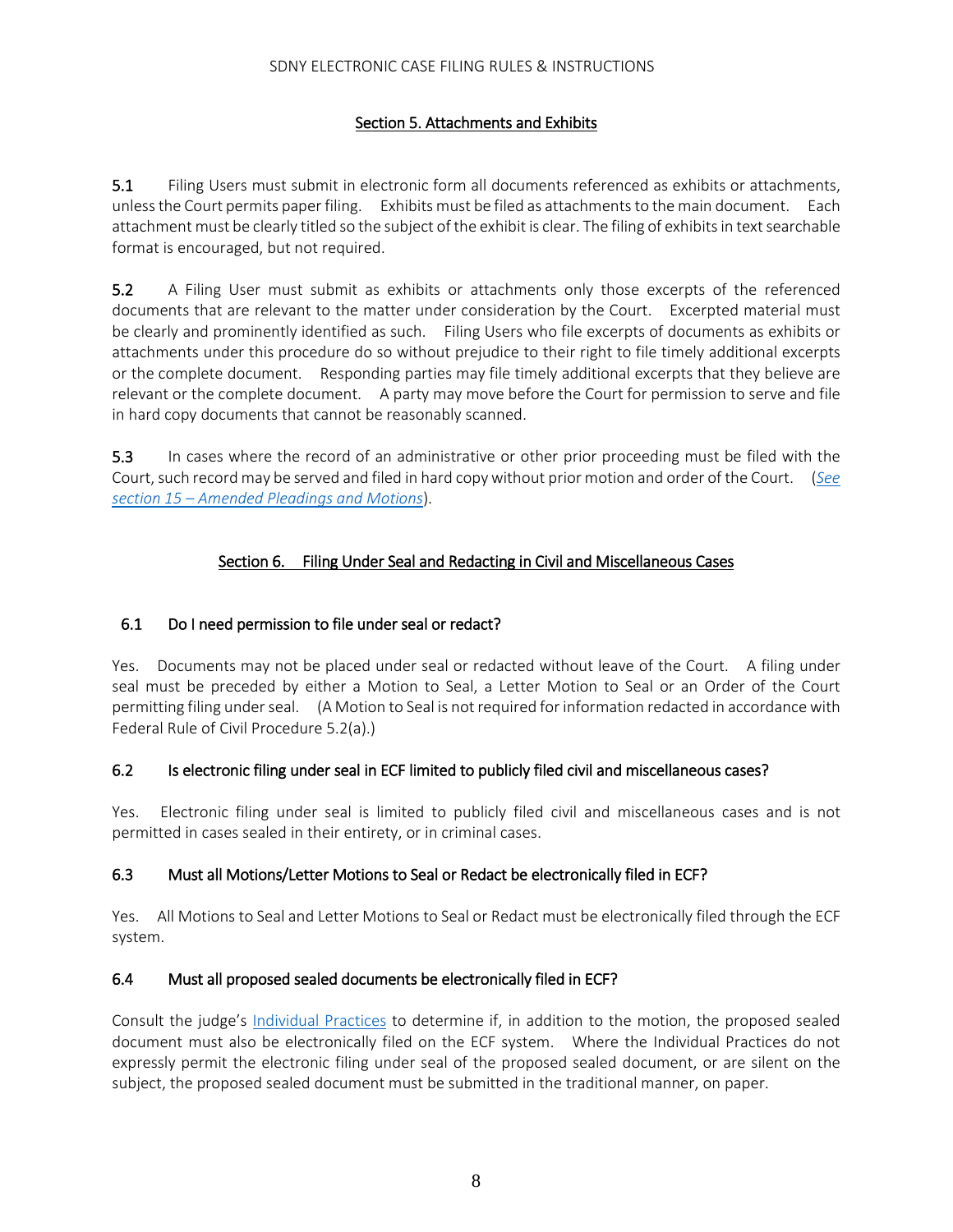## Section 5. Attachments and Exhibits

**5.1** Filing Users must submit in electronic form all documents referenced as exhibits or attachments, unless the Court permits paper filing. Exhibits must be filed as attachments to the main document. Each attachment must be clearly titled so the subject of the exhibit is clear. The filing of exhibits in text searchable format is encouraged, but not required.

**5.2** A Filing User must submit as exhibits or attachments only those excerpts of the referenced documents that are relevant to the matter under consideration by the Court. Excerpted material must be clearly and prominently identified as such. Filing Users who file excerpts of documents as exhibits or attachments under this procedure do so without prejudice to their right to file timely additional excerpts or the complete document. Responding parties may file timely additional excerpts that they believe are relevant or the complete document. A party may move before the Court for permission to serve and file in hard copy documents that cannot be reasonably scanned.

**5.3** In cases where the record of an administrative or other prior proceeding must be filed with the Court, such record may be served and filed in hard copy without prior motion and order of the Court. (*See section 15 – Amended Pleadings and Motions*).

## Section 6. Filing Under Seal and Redacting in Civil and Miscellaneous Cases

### 6.1 Do I need permission to file under seal or redact?

Yes. Documents may not be placed under seal or redacted without leave of the Court. A filing under seal must be preceded by either a Motion to Seal, a Letter Motion to Seal or an Order of the Court permitting filing under seal. (A Motion to Seal is not required for information redacted in accordance with Federal Rule of Civil Procedure 5.2(a).)

### 6.2 Is electronic filing under seal in ECF limited to publicly filed civil and miscellaneous cases?

Yes. Electronic filing under seal is limited to publicly filed civil and miscellaneous cases and is not permitted in cases sealed in their entirety, or in criminal cases.

### 6.3 Must all Motions/Letter Motions to Seal or Redact be electronically filed in ECF?

Yes. All Motions to Seal and Letter Motions to Seal or Redact must be electronically filed through the ECF system.

### 6.4 Must all proposed sealed documents be electronically filed in ECF?

Consult the judge's Individual Practices to determine if, in addition to the motion, the proposed sealed document must also be electronically filed on the ECF system. Where the Individual Practices do not expressly permit the electronic filing under seal of the proposed sealed document, or are silent on the subject, the proposed sealed document must be submitted in the traditional manner, on paper.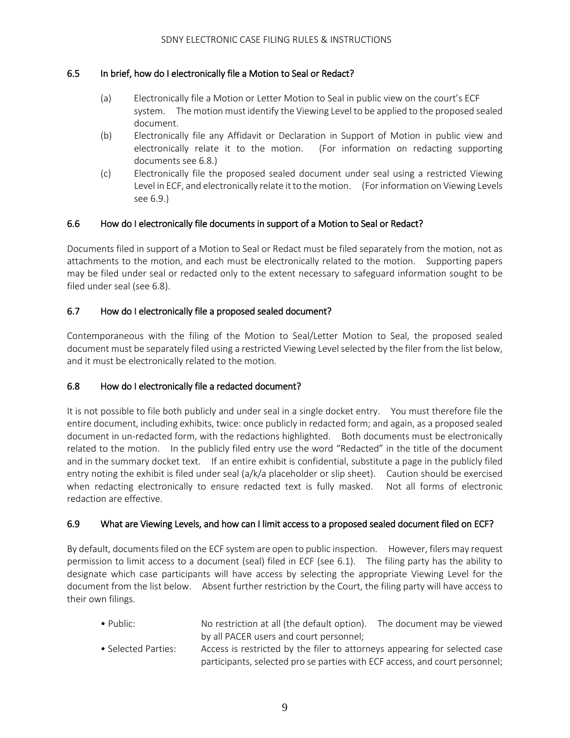### 6.5 In brief, how do I electronically file a Motion to Seal or Redact?

(a) Electronically file a Motion or Letter Motion to Seal in public view on the court's ECF system. The motion must identify the Viewing Level to be applied to the proposed sealed document.

(b) Electronically file any Affidavit or Declaration in Support of Motion in public view and electronically relate it to the motion. (For information on redacting supporting documents see 6.8.)

(c) Electronically file the proposed sealed document under seal using a restricted Viewing Level in ECF, and electronically relate it to the motion. (For information on Viewing Levels see 6.9.)

### 6.6 How do I electronically file documents in support of a Motion to Seal or Redact?

Documents filed in support of a Motion to Seal or Redact must be filed separately from the motion, not as attachments to the motion, and each must be electronically related to the motion. Supporting papers may be filed under seal or redacted only to the extent necessary to safeguard information sought to be filed under seal (see 6.8).

### 6.7 How do I electronically file a proposed sealed document?

Contemporaneous with the filing of the Motion to Seal/Letter Motion to Seal, the proposed sealed document must be separately filed using a restricted Viewing Level selected by the filer from the list below, and it must be electronically related to the motion.

### 6.8 How do I electronically file a redacted document?

It is not possible to file both publicly and under seal in a single docket entry. You must therefore file the entire document, including exhibits, twice: once publicly in redacted form; and again, as a proposed sealed document in un-redacted form, with the redactions highlighted. Both documents must be electronically related to the motion. In the publicly filed entry use the word "Redacted" in the title of the document and in the summary docket text. If an entire exhibit is confidential, substitute a page in the publicly filed entry noting the exhibit is filed under seal (a/k/a placeholder or slip sheet). Caution should be exercised when redacting electronically to ensure redacted text is fully masked. Not all forms of electronic redaction are effective.

### 6.9 What are Viewing Levels, and how can I limit access to a proposed sealed document filed on ECF?

By default, documents filed on the ECF system are open to public inspection. However, filers may request permission to limit access to a document (seal) filed in ECF (see 6.1). The filing party has the ability to designate which case participants will have access by selecting the appropriate Viewing Level for the document from the list below. Absent further restriction by the Court, the filing party will have access to their own filings.

- Public: No restriction at all (the default option). The document may be viewed by all PACER users and court personnel;
- Selected Parties: Access is restricted by the filer to attorneys appearing for selected case participants, selected pro se parties with ECF access, and court personnel;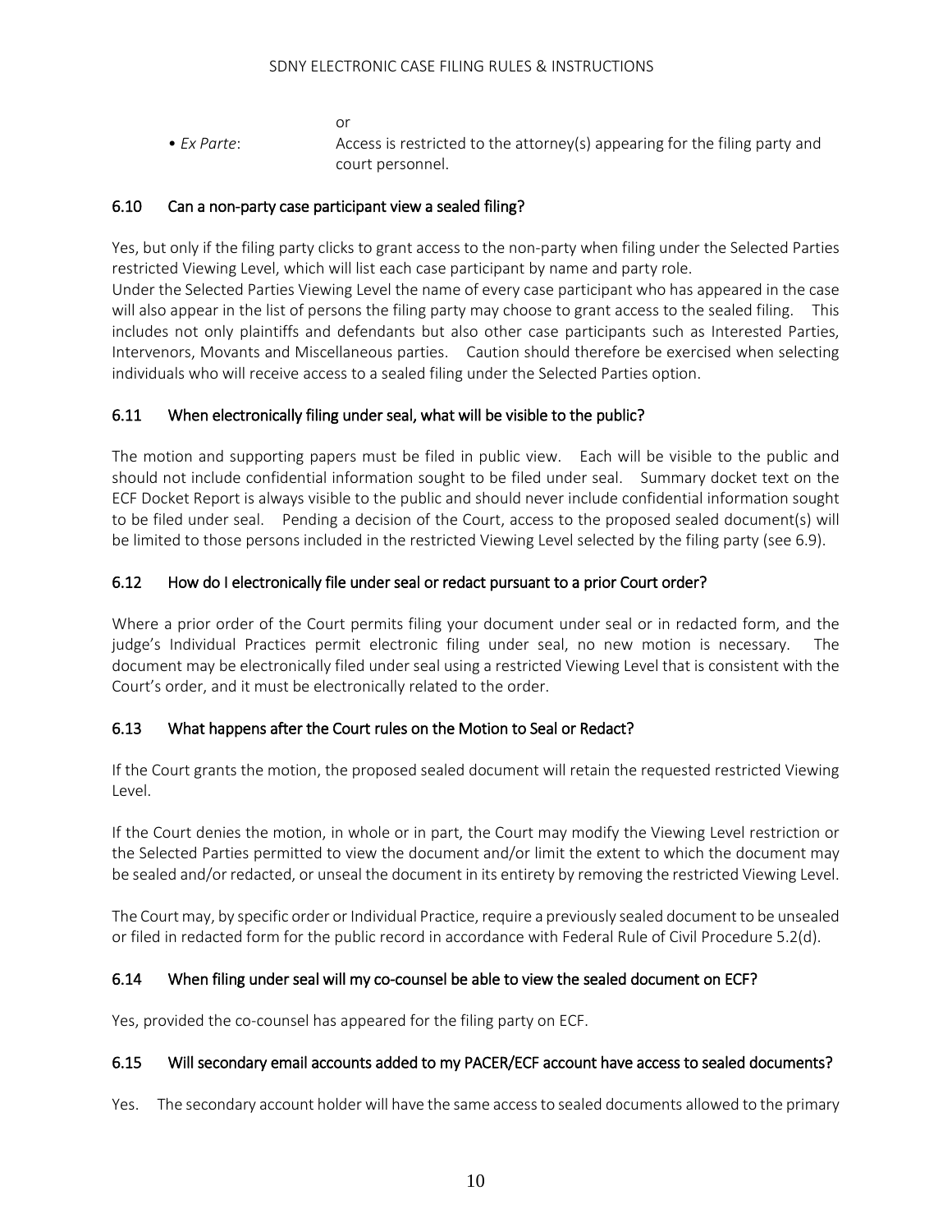or

- *Ex Parte*: Access is restricted to the attorney(s) appearing for the filing party and court personnel.

## 6.10 Can a non-party case participant view a sealed filing?

Yes, but only if the filing party clicks to grant access to the non-party when filing under the Selected Parties restricted Viewing Level, which will list each case participant by name and party role.
Under the Selected Parties Viewing Level the name of every case participant who has appeared in the case will also appear in the list of persons the filing party may choose to grant access to the sealed filing. This includes not only plaintiffs and defendants but also other case participants such as Interested Parties, Intervenors, Movants and Miscellaneous parties. Caution should therefore be exercised when selecting individuals who will receive access to a sealed filing under the Selected Parties option.

## 6.11 When electronically filing under seal, what will be visible to the public?

The motion and supporting papers must be filed in public view. Each will be visible to the public and should not include confidential information sought to be filed under seal. Summary docket text on the ECF Docket Report is always visible to the public and should never include confidential information sought to be filed under seal. Pending a decision of the Court, access to the proposed sealed document(s) will be limited to those persons included in the restricted Viewing Level selected by the filing party (see 6.9).

## 6.12 How do I electronically file under seal or redact pursuant to a prior Court order?

Where a prior order of the Court permits filing your document under seal or in redacted form, and the judge's Individual Practices permit electronic filing under seal, no new motion is necessary. The document may be electronically filed under seal using a restricted Viewing Level that is consistent with the Court's order, and it must be electronically related to the order.

## 6.13 What happens after the Court rules on the Motion to Seal or Redact?

If the Court grants the motion, the proposed sealed document will retain the requested restricted Viewing Level.

If the Court denies the motion, in whole or in part, the Court may modify the Viewing Level restriction or the Selected Parties permitted to view the document and/or limit the extent to which the document may be sealed and/or redacted, or unseal the document in its entirety by removing the restricted Viewing Level.

The Court may, by specific order or Individual Practice, require a previously sealed document to be unsealed or filed in redacted form for the public record in accordance with Federal Rule of Civil Procedure 5.2(d).

## 6.14 When filing under seal will my co-counsel be able to view the sealed document on ECF?

Yes, provided the co-counsel has appeared for the filing party on ECF.

## 6.15 Will secondary email accounts added to my PACER/ECF account have access to sealed documents?

Yes. The secondary account holder will have the same access to sealed documents allowed to the primary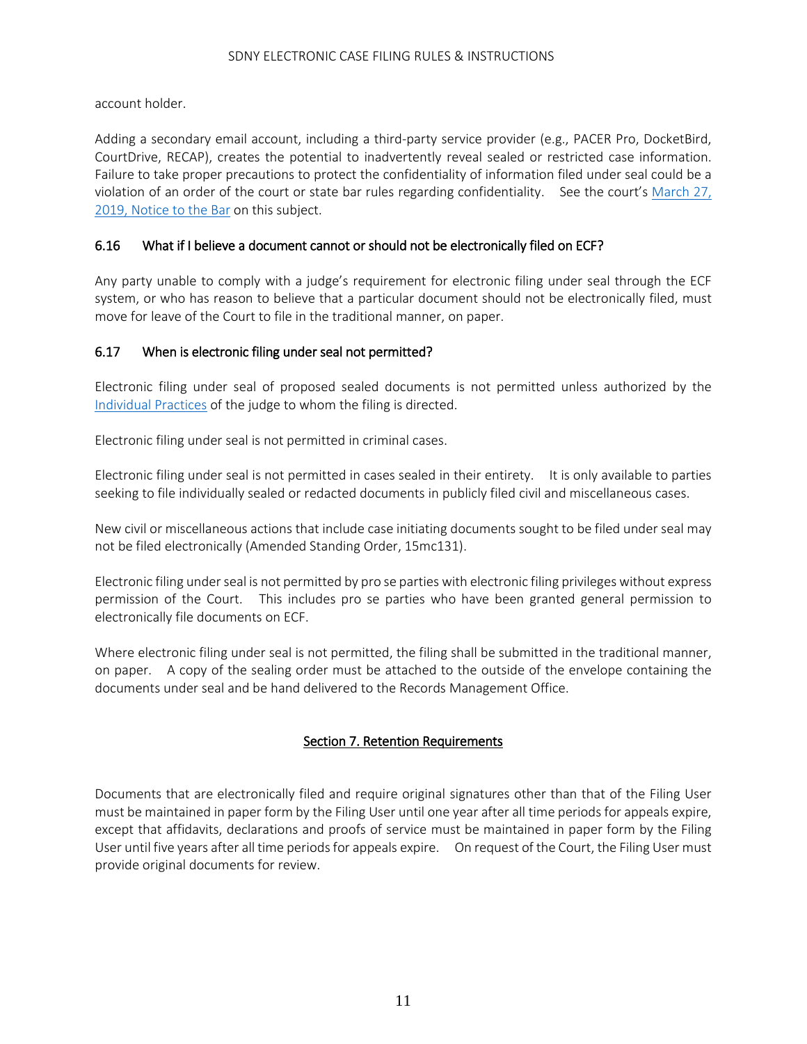account holder.

Adding a secondary email account, including a third-party service provider (e.g., PACER Pro, DocketBird, CourtDrive, RECAP), creates the potential to inadvertently reveal sealed or restricted case information. Failure to take proper precautions to protect the confidentiality of information filed under seal could be a violation of an order of the court or state bar rules regarding confidentiality. See the court's [March 27, 2019, Notice to the Bar]() on this subject.

### 6.16 What if I believe a document cannot or should not be electronically filed on ECF?

Any party unable to comply with a judge's requirement for electronic filing under seal through the ECF system, or who has reason to believe that a particular document should not be electronically filed, must move for leave of the Court to file in the traditional manner, on paper.

### 6.17 When is electronic filing under seal not permitted?

Electronic filing under seal of proposed sealed documents is not permitted unless authorized by the [Individual Practices]() of the judge to whom the filing is directed.

Electronic filing under seal is not permitted in criminal cases.

Electronic filing under seal is not permitted in cases sealed in their entirety. It is only available to parties seeking to file individually sealed or redacted documents in publicly filed civil and miscellaneous cases.

New civil or miscellaneous actions that include case initiating documents sought to be filed under seal may not be filed electronically (Amended Standing Order, 15mc131).

Electronic filing under seal is not permitted by pro se parties with electronic filing privileges without express permission of the Court. This includes pro se parties who have been granted general permission to electronically file documents on ECF.

Where electronic filing under seal is not permitted, the filing shall be submitted in the traditional manner, on paper. A copy of the sealing order must be attached to the outside of the envelope containing the documents under seal and be hand delivered to the Records Management Office.

## Section 7. Retention Requirements

Documents that are electronically filed and require original signatures other than that of the Filing User must be maintained in paper form by the Filing User until one year after all time periods for appeals expire, except that affidavits, declarations and proofs of service must be maintained in paper form by the Filing User until five years after all time periods for appeals expire. On request of the Court, the Filing User must provide original documents for review.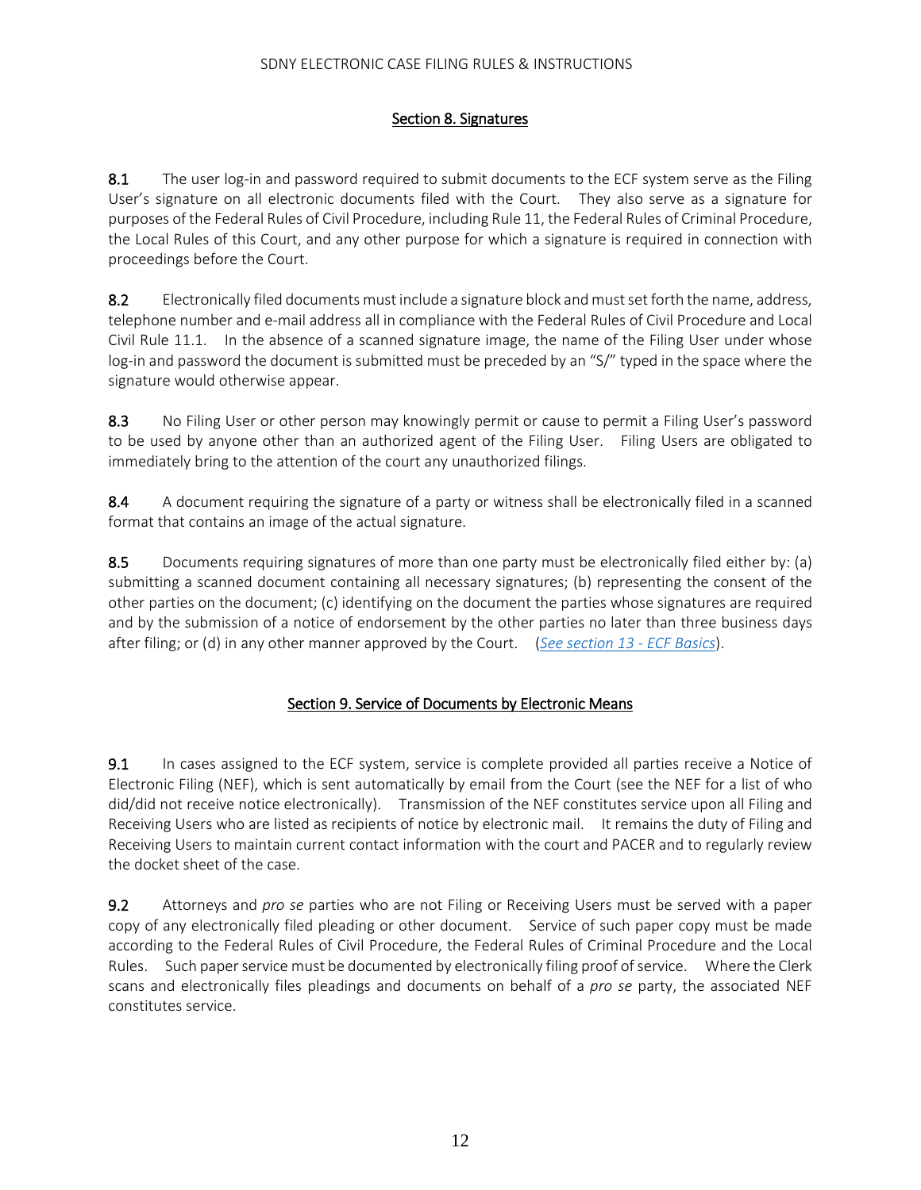## Section 8. Signatures

**8.1** The user log-in and password required to submit documents to the ECF system serve as the Filing User's signature on all electronic documents filed with the Court. They also serve as a signature for purposes of the Federal Rules of Civil Procedure, including Rule 11, the Federal Rules of Criminal Procedure, the Local Rules of this Court, and any other purpose for which a signature is required in connection with proceedings before the Court.

**8.2** Electronically filed documents must include a signature block and must set forth the name, address, telephone number and e-mail address all in compliance with the Federal Rules of Civil Procedure and Local Civil Rule 11.1. In the absence of a scanned signature image, the name of the Filing User under whose log-in and password the document is submitted must be preceded by an "S/" typed in the space where the signature would otherwise appear.

**8.3** No Filing User or other person may knowingly permit or cause to permit a Filing User's password to be used by anyone other than an authorized agent of the Filing User. Filing Users are obligated to immediately bring to the attention of the court any unauthorized filings.

**8.4** A document requiring the signature of a party or witness shall be electronically filed in a scanned format that contains an image of the actual signature.

**8.5** Documents requiring signatures of more than one party must be electronically filed either by: (a) submitting a scanned document containing all necessary signatures; (b) representing the consent of the other parties on the document; (c) identifying on the document the parties whose signatures are required and by the submission of a notice of endorsement by the other parties no later than three business days after filing; or (d) in any other manner approved by the Court. (*See section 13 - ECF Basics*).

## Section 9. Service of Documents by Electronic Means

**9.1** In cases assigned to the ECF system, service is complete provided all parties receive a Notice of Electronic Filing (NEF), which is sent automatically by email from the Court (see the NEF for a list of who did/did not receive notice electronically). Transmission of the NEF constitutes service upon all Filing and Receiving Users who are listed as recipients of notice by electronic mail. It remains the duty of Filing and Receiving Users to maintain current contact information with the court and PACER and to regularly review the docket sheet of the case.

**9.2** Attorneys and *pro se* parties who are not Filing or Receiving Users must be served with a paper copy of any electronically filed pleading or other document. Service of such paper copy must be made according to the Federal Rules of Civil Procedure, the Federal Rules of Criminal Procedure and the Local Rules. Such paper service must be documented by electronically filing proof of service. Where the Clerk scans and electronically files pleadings and documents on behalf of a *pro se* party, the associated NEF constitutes service.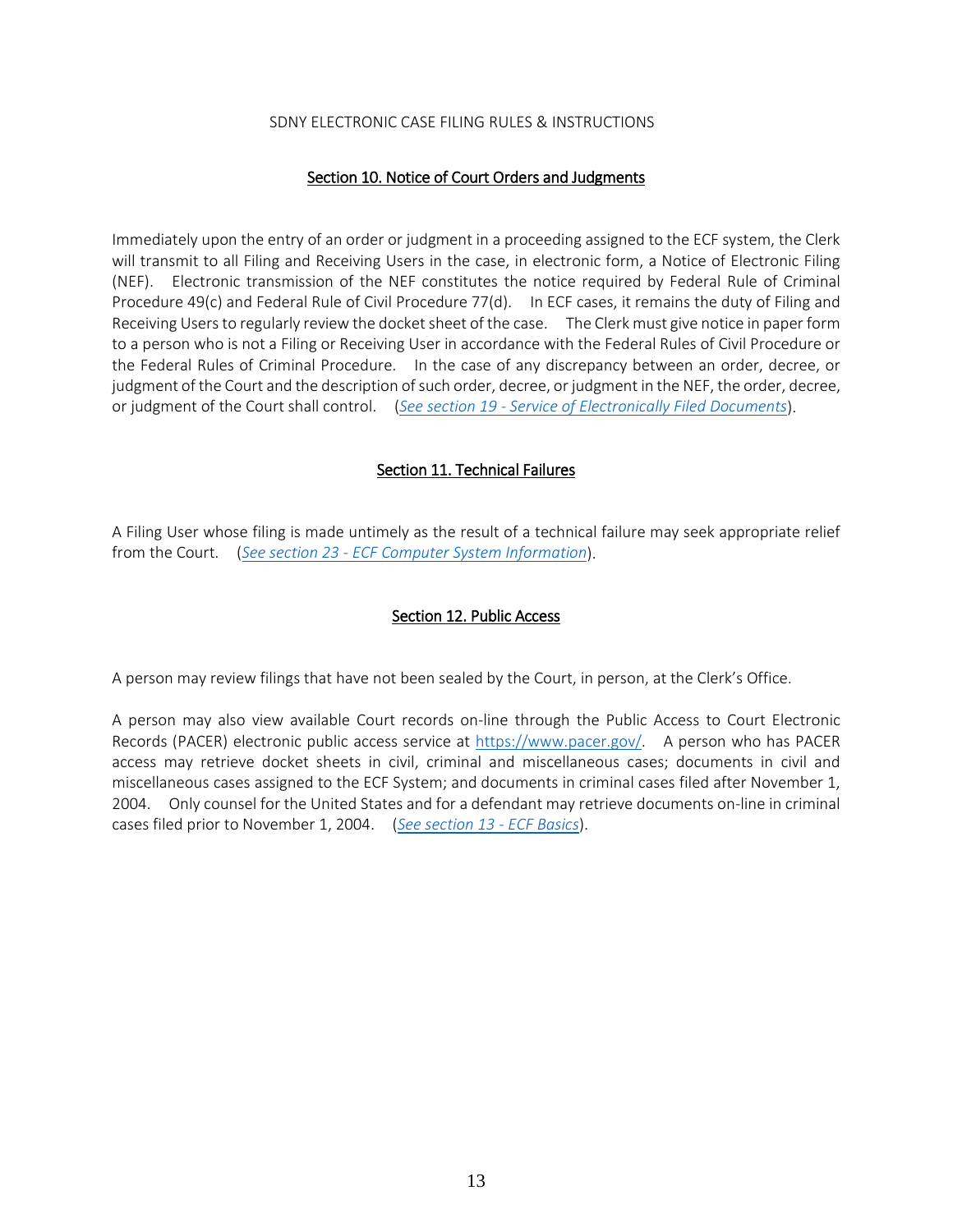## Section 10. Notice of Court Orders and Judgments

Immediately upon the entry of an order or judgment in a proceeding assigned to the ECF system, the Clerk will transmit to all Filing and Receiving Users in the case, in electronic form, a Notice of Electronic Filing (NEF). Electronic transmission of the NEF constitutes the notice required by Federal Rule of Criminal Procedure 49(c) and Federal Rule of Civil Procedure 77(d). In ECF cases, it remains the duty of Filing and Receiving Users to regularly review the docket sheet of the case. The Clerk must give notice in paper form to a person who is not a Filing or Receiving User in accordance with the Federal Rules of Civil Procedure or the Federal Rules of Criminal Procedure. In the case of any discrepancy between an order, decree, or judgment of the Court and the description of such order, decree, or judgment in the NEF, the order, decree, or judgment of the Court shall control. (*See section 19 - Service of Electronically Filed Documents*).

## Section 11. Technical Failures

A Filing User whose filing is made untimely as the result of a technical failure may seek appropriate relief from the Court. (*See section 23 - ECF Computer System Information*).

## Section 12. Public Access

A person may review filings that have not been sealed by the Court, in person, at the Clerk's Office.

A person may also view available Court records on-line through the Public Access to Court Electronic Records (PACER) electronic public access service at https://www.pacer.gov/. A person who has PACER access may retrieve docket sheets in civil, criminal and miscellaneous cases; documents in civil and miscellaneous cases assigned to the ECF System; and documents in criminal cases filed after November 1, 2004. Only counsel for the United States and for a defendant may retrieve documents on-line in criminal cases filed prior to November 1, 2004. (*See section 13 - ECF Basics*).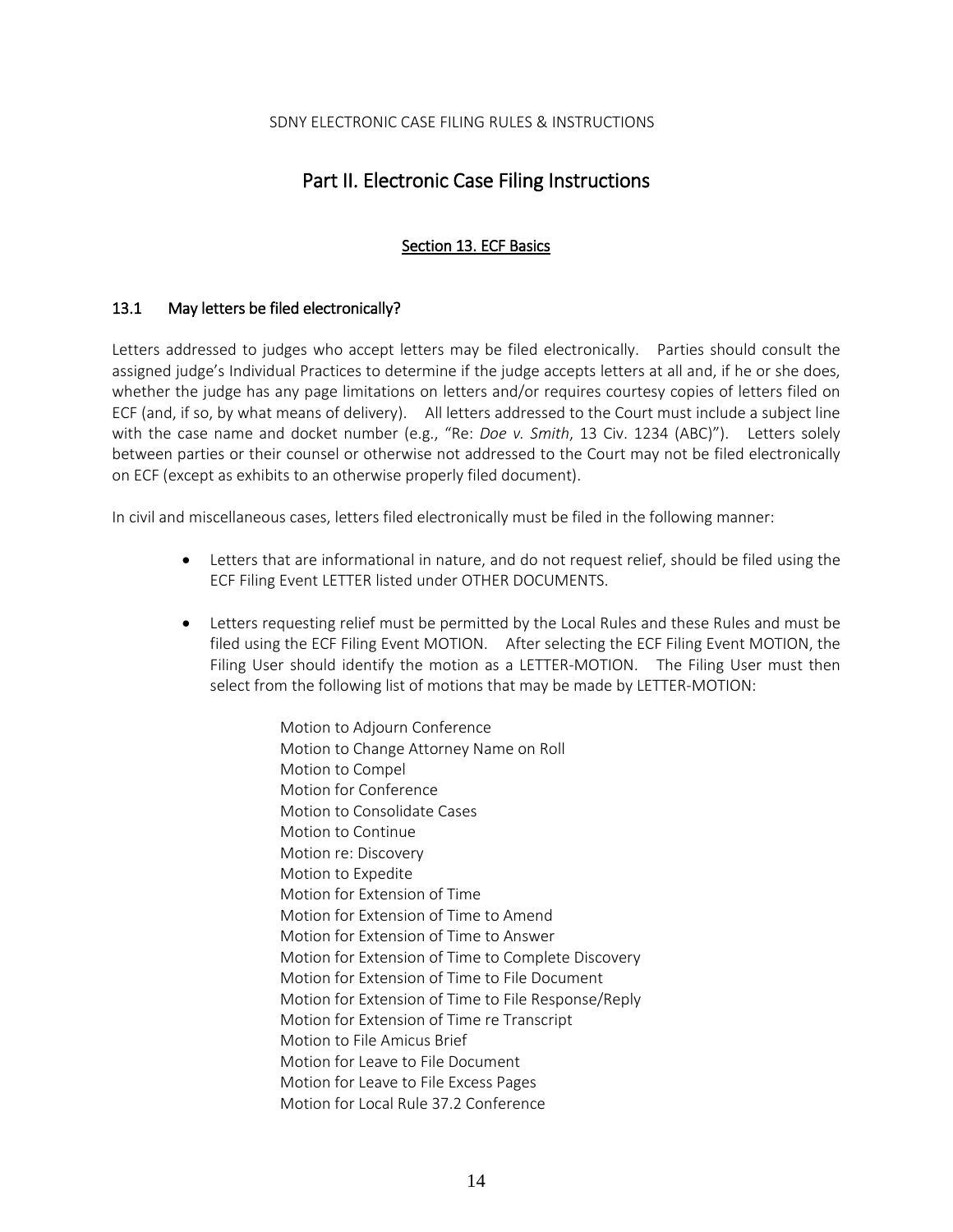# Part II. Electronic Case Filing Instructions

## Section 13. ECF Basics

### 13.1 May letters be filed electronically?

Letters addressed to judges who accept letters may be filed electronically. Parties should consult the assigned judge's Individual Practices to determine if the judge accepts letters at all and, if he or she does, whether the judge has any page limitations on letters and/or requires courtesy copies of letters filed on ECF (and, if so, by what means of delivery). All letters addressed to the Court must include a subject line with the case name and docket number (e.g., "Re: *Doe v. Smith*, 13 Civ. 1234 (ABC)"). Letters solely between parties or their counsel or otherwise not addressed to the Court may not be filed electronically on ECF (except as exhibits to an otherwise properly filed document).

In civil and miscellaneous cases, letters filed electronically must be filed in the following manner:

- Letters that are informational in nature, and do not request relief, should be filed using the ECF Filing Event LETTER listed under OTHER DOCUMENTS.
- Letters requesting relief must be permitted by the Local Rules and these Rules and must be filed using the ECF Filing Event MOTION. After selecting the ECF Filing Event MOTION, the Filing User should identify the motion as a LETTER-MOTION. The Filing User must then select from the following list of motions that may be made by LETTER-MOTION:

  Motion to Adjourn Conference
  Motion to Change Attorney Name on Roll
  Motion to Compel
  Motion for Conference
  Motion to Consolidate Cases
  Motion to Continue
  Motion re: Discovery
  Motion to Expedite
  Motion for Extension of Time
  Motion for Extension of Time to Amend
  Motion for Extension of Time to Answer
  Motion for Extension of Time to Complete Discovery
  Motion for Extension of Time to File Document
  Motion for Extension of Time to File Response/Reply
  Motion for Extension of Time re Transcript
  Motion to File Amicus Brief
  Motion for Leave to File Document
  Motion for Leave to File Excess Pages
  Motion for Local Rule 37.2 Conference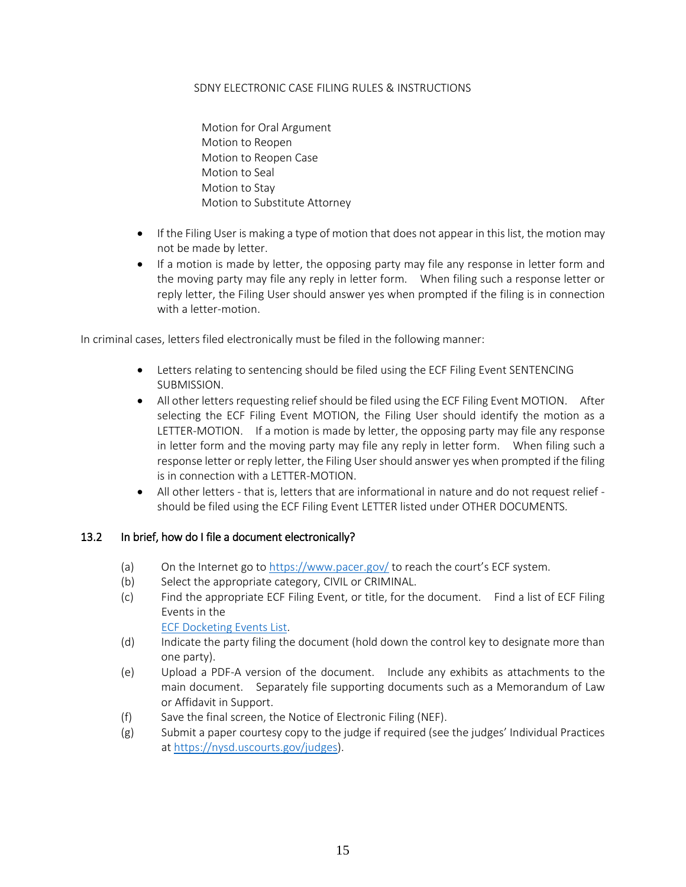Motion for Oral Argument
Motion to Reopen
Motion to Reopen Case
Motion to Seal
Motion to Stay
Motion to Substitute Attorney

- If the Filing User is making a type of motion that does not appear in this list, the motion may not be made by letter.
- If a motion is made by letter, the opposing party may file any response in letter form and the moving party may file any reply in letter form. When filing such a response letter or reply letter, the Filing User should answer yes when prompted if the filing is in connection with a letter-motion.

In criminal cases, letters filed electronically must be filed in the following manner:

- Letters relating to sentencing should be filed using the ECF Filing Event SENTENCING SUBMISSION.
- All other letters requesting relief should be filed using the ECF Filing Event MOTION. After selecting the ECF Filing Event MOTION, the Filing User should identify the motion as a LETTER-MOTION. If a motion is made by letter, the opposing party may file any response in letter form and the moving party may file any reply in letter form. When filing such a response letter or reply letter, the Filing User should answer yes when prompted if the filing is in connection with a LETTER-MOTION.
- All other letters - that is, letters that are informational in nature and do not request relief - should be filed using the ECF Filing Event LETTER listed under OTHER DOCUMENTS.

### 13.2 In brief, how do I file a document electronically?

(a) On the Internet go to [https://www.pacer.gov/](https://www.pacer.gov/) to reach the court's ECF system.
(b) Select the appropriate category, CIVIL or CRIMINAL.
(c) Find the appropriate ECF Filing Event, or title, for the document. Find a list of ECF Filing Events in the ECF Docketing Events List.
(d) Indicate the party filing the document (hold down the control key to designate more than one party).
(e) Upload a PDF-A version of the document. Include any exhibits as attachments to the main document. Separately file supporting documents such as a Memorandum of Law or Affidavit in Support.
(f) Save the final screen, the Notice of Electronic Filing (NEF).
(g) Submit a paper courtesy copy to the judge if required (see the judges' Individual Practices at [https://nysd.uscourts.gov/judges](https://nysd.uscourts.gov/judges)).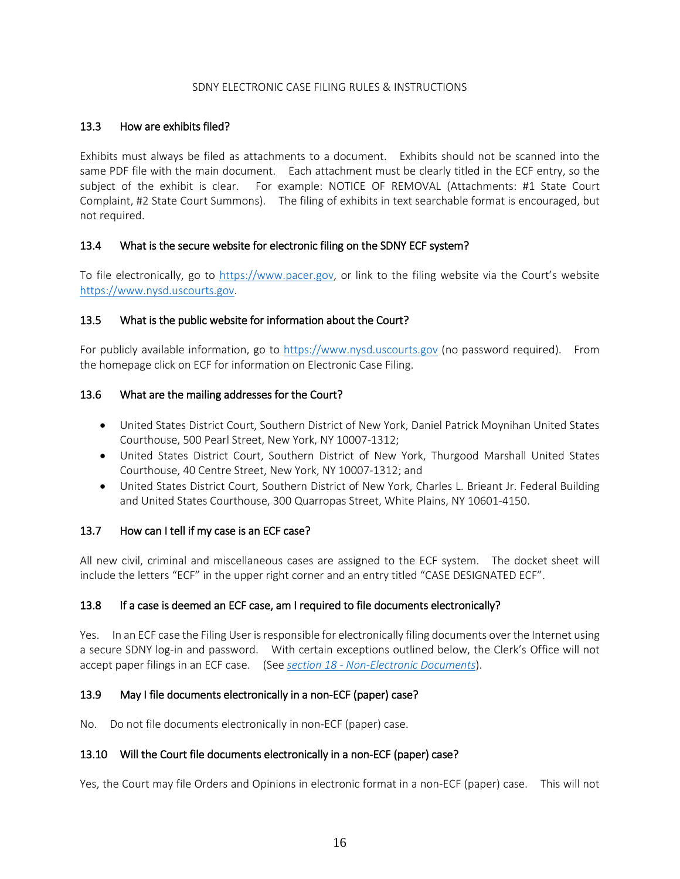## 13.3 How are exhibits filed?

Exhibits must always be filed as attachments to a document. Exhibits should not be scanned into the same PDF file with the main document. Each attachment must be clearly titled in the ECF entry, so the subject of the exhibit is clear. For example: NOTICE OF REMOVAL (Attachments: #1 State Court Complaint, #2 State Court Summons). The filing of exhibits in text searchable format is encouraged, but not required.

## 13.4 What is the secure website for electronic filing on the SDNY ECF system?

To file electronically, go to https://www.pacer.gov, or link to the filing website via the Court's website https://www.nysd.uscourts.gov.

## 13.5 What is the public website for information about the Court?

For publicly available information, go to https://www.nysd.uscourts.gov (no password required). From the homepage click on ECF for information on Electronic Case Filing.

## 13.6 What are the mailing addresses for the Court?

- United States District Court, Southern District of New York, Daniel Patrick Moynihan United States Courthouse, 500 Pearl Street, New York, NY 10007-1312;
- United States District Court, Southern District of New York, Thurgood Marshall United States Courthouse, 40 Centre Street, New York, NY 10007-1312; and
- United States District Court, Southern District of New York, Charles L. Brieant Jr. Federal Building and United States Courthouse, 300 Quarropas Street, White Plains, NY 10601-4150.

## 13.7 How can I tell if my case is an ECF case?

All new civil, criminal and miscellaneous cases are assigned to the ECF system. The docket sheet will include the letters "ECF" in the upper right corner and an entry titled "CASE DESIGNATED ECF".

## 13.8 If a case is deemed an ECF case, am I required to file documents electronically?

Yes. In an ECF case the Filing User is responsible for electronically filing documents over the Internet using a secure SDNY log-in and password. With certain exceptions outlined below, the Clerk's Office will not accept paper filings in an ECF case. (See *section 18 - Non-Electronic Documents*).

## 13.9 May I file documents electronically in a non-ECF (paper) case?

No. Do not file documents electronically in non-ECF (paper) case.

## 13.10 Will the Court file documents electronically in a non-ECF (paper) case?

Yes, the Court may file Orders and Opinions in electronic format in a non-ECF (paper) case. This will not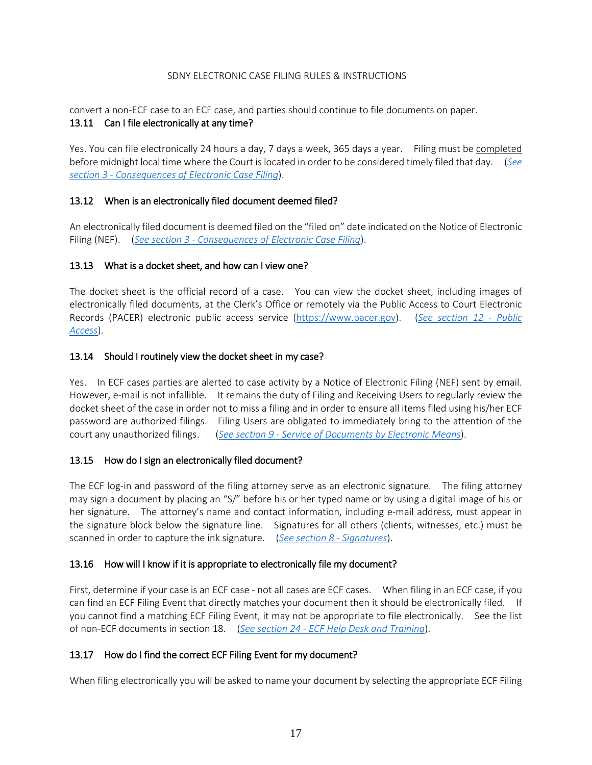convert a non-ECF case to an ECF case, and parties should continue to file documents on paper.

### 13.11 Can I file electronically at any time?

Yes. You can file electronically 24 hours a day, 7 days a week, 365 days a year. Filing must be completed before midnight local time where the Court is located in order to be considered timely filed that day. (*See section 3 - Consequences of Electronic Case Filing*).

### 13.12 When is an electronically filed document deemed filed?

An electronically filed document is deemed filed on the "filed on" date indicated on the Notice of Electronic Filing (NEF). (*See section 3 - Consequences of Electronic Case Filing*).

### 13.13 What is a docket sheet, and how can I view one?

The docket sheet is the official record of a case. You can view the docket sheet, including images of electronically filed documents, at the Clerk's Office or remotely via the Public Access to Court Electronic Records (PACER) electronic public access service (https://www.pacer.gov). (*See section 12 - Public Access*).

### 13.14 Should I routinely view the docket sheet in my case?

Yes. In ECF cases parties are alerted to case activity by a Notice of Electronic Filing (NEF) sent by email. However, e-mail is not infallible. It remains the duty of Filing and Receiving Users to regularly review the docket sheet of the case in order not to miss a filing and in order to ensure all items filed using his/her ECF password are authorized filings. Filing Users are obligated to immediately bring to the attention of the court any unauthorized filings. (*See section 9 - Service of Documents by Electronic Means*).

### 13.15 How do I sign an electronically filed document?

The ECF log-in and password of the filing attorney serve as an electronic signature. The filing attorney may sign a document by placing an "S/" before his or her typed name or by using a digital image of his or her signature. The attorney's name and contact information, including e-mail address, must appear in the signature block below the signature line. Signatures for all others (clients, witnesses, etc.) must be scanned in order to capture the ink signature. (*See section 8 - Signatures*).

### 13.16 How will I know if it is appropriate to electronically file my document?

First, determine if your case is an ECF case - not all cases are ECF cases. When filing in an ECF case, if you can find an ECF Filing Event that directly matches your document then it should be electronically filed. If you cannot find a matching ECF Filing Event, it may not be appropriate to file electronically. See the list of non-ECF documents in section 18. (*See section 24 - ECF Help Desk and Training*).

### 13.17 How do I find the correct ECF Filing Event for my document?

When filing electronically you will be asked to name your document by selecting the appropriate ECF Filing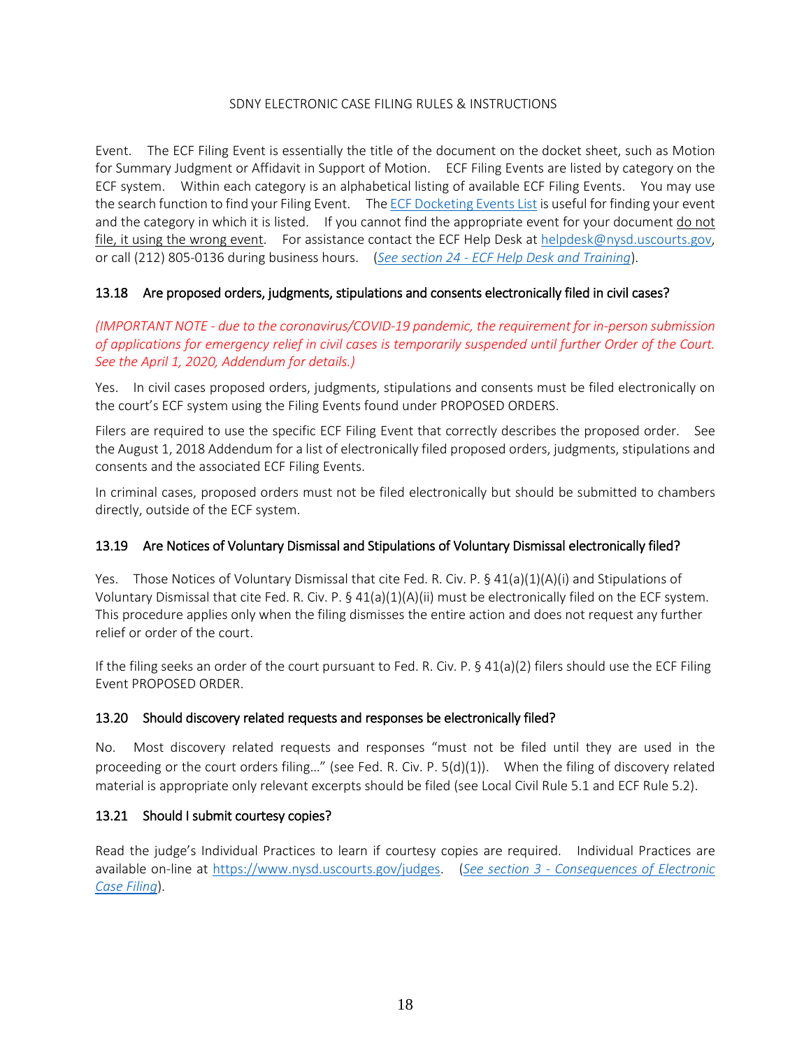Event. The ECF Filing Event is essentially the title of the document on the docket sheet, such as Motion for Summary Judgment or Affidavit in Support of Motion. ECF Filing Events are listed by category on the ECF system. Within each category is an alphabetical listing of available ECF Filing Events. You may use the search function to find your Filing Event. The ECF Docketing Events List is useful for finding your event and the category in which it is listed. If you cannot find the appropriate event for your document do not file, it using the wrong event. For assistance contact the ECF Help Desk at helpdesk@nysd.uscourts.gov, or call (212) 805-0136 during business hours. (*See section 24 - ECF Help Desk and Training*).

### 13.18 Are proposed orders, judgments, stipulations and consents electronically filed in civil cases?

*(IMPORTANT NOTE - due to the coronavirus/COVID-19 pandemic, the requirement for in-person submission of applications for emergency relief in civil cases is temporarily suspended until further Order of the Court. See the April 1, 2020, Addendum for details.)*

Yes. In civil cases proposed orders, judgments, stipulations and consents must be filed electronically on the court's ECF system using the Filing Events found under PROPOSED ORDERS.

Filers are required to use the specific ECF Filing Event that correctly describes the proposed order. See the August 1, 2018 Addendum for a list of electronically filed proposed orders, judgments, stipulations and consents and the associated ECF Filing Events.

In criminal cases, proposed orders must not be filed electronically but should be submitted to chambers directly, outside of the ECF system.

### 13.19 Are Notices of Voluntary Dismissal and Stipulations of Voluntary Dismissal electronically filed?

Yes. Those Notices of Voluntary Dismissal that cite Fed. R. Civ. P. § 41(a)(1)(A)(i) and Stipulations of Voluntary Dismissal that cite Fed. R. Civ. P. § 41(a)(1)(A)(ii) must be electronically filed on the ECF system. This procedure applies only when the filing dismisses the entire action and does not request any further relief or order of the court.

If the filing seeks an order of the court pursuant to Fed. R. Civ. P. § 41(a)(2) filers should use the ECF Filing Event PROPOSED ORDER.

### 13.20 Should discovery related requests and responses be electronically filed?

No. Most discovery related requests and responses "must not be filed until they are used in the proceeding or the court orders filing…" (see Fed. R. Civ. P. 5(d)(1)). When the filing of discovery related material is appropriate only relevant excerpts should be filed (see Local Civil Rule 5.1 and ECF Rule 5.2).

### 13.21 Should I submit courtesy copies?

Read the judge's Individual Practices to learn if courtesy copies are required. Individual Practices are available on-line at https://www.nysd.uscourts.gov/judges. (*See section 3 - Consequences of Electronic Case Filing*).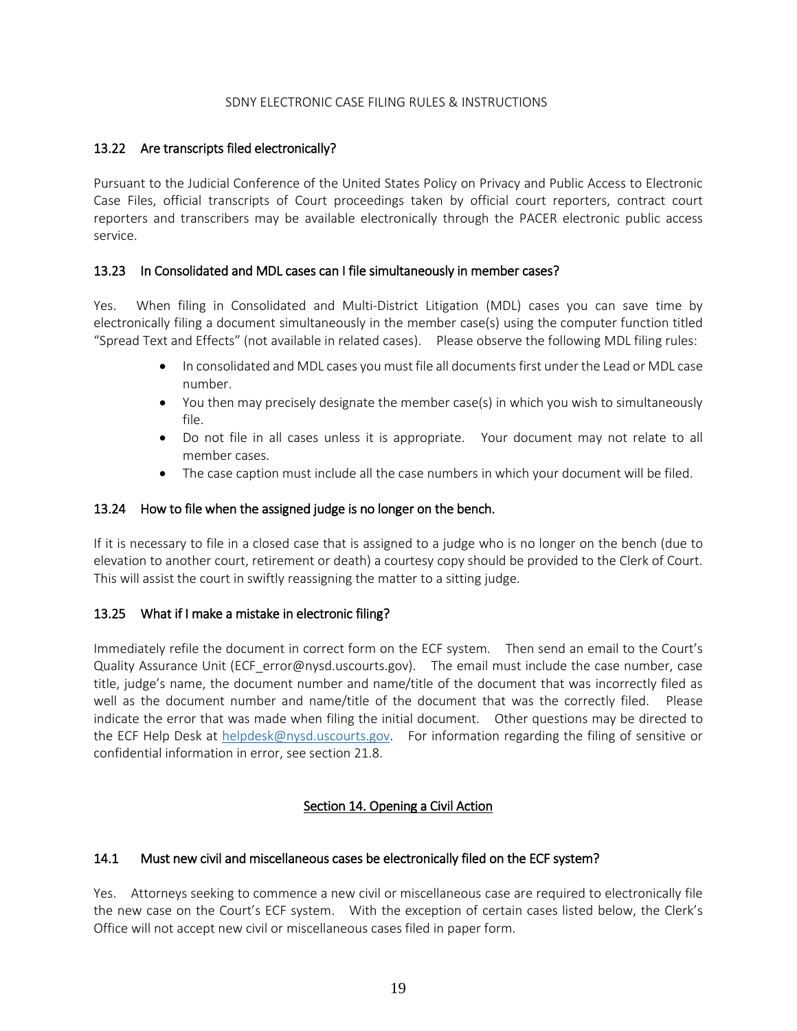### 13.22 Are transcripts filed electronically?

Pursuant to the Judicial Conference of the United States Policy on Privacy and Public Access to Electronic Case Files, official transcripts of Court proceedings taken by official court reporters, contract court reporters and transcribers may be available electronically through the PACER electronic public access service.

### 13.23 In Consolidated and MDL cases can I file simultaneously in member cases?

Yes. When filing in Consolidated and Multi-District Litigation (MDL) cases you can save time by electronically filing a document simultaneously in the member case(s) using the computer function titled "Spread Text and Effects" (not available in related cases). Please observe the following MDL filing rules:

- In consolidated and MDL cases you must file all documents first under the Lead or MDL case number.
- You then may precisely designate the member case(s) in which you wish to simultaneously file.
- Do not file in all cases unless it is appropriate. Your document may not relate to all member cases.
- The case caption must include all the case numbers in which your document will be filed.

### 13.24 How to file when the assigned judge is no longer on the bench.

If it is necessary to file in a closed case that is assigned to a judge who is no longer on the bench (due to elevation to another court, retirement or death) a courtesy copy should be provided to the Clerk of Court. This will assist the court in swiftly reassigning the matter to a sitting judge.

### 13.25 What if I make a mistake in electronic filing?

Immediately refile the document in correct form on the ECF system. Then send an email to the Court's Quality Assurance Unit (ECF_error@nysd.uscourts.gov). The email must include the case number, case title, judge's name, the document number and name/title of the document that was incorrectly filed as well as the document number and name/title of the document that was the correctly filed. Please indicate the error that was made when filing the initial document. Other questions may be directed to the ECF Help Desk at helpdesk@nysd.uscourts.gov. For information regarding the filing of sensitive or confidential information in error, see section 21.8.

## Section 14. Opening a Civil Action

### 14.1 Must new civil and miscellaneous cases be electronically filed on the ECF system?

Yes. Attorneys seeking to commence a new civil or miscellaneous case are required to electronically file the new case on the Court's ECF system. With the exception of certain cases listed below, the Clerk's Office will not accept new civil or miscellaneous cases filed in paper form.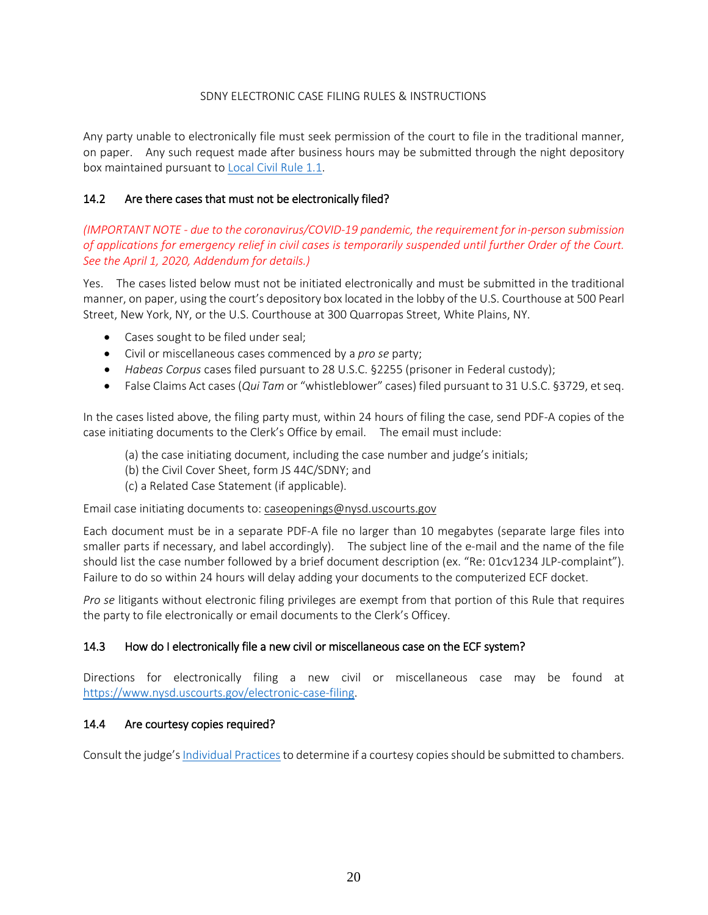Any party unable to electronically file must seek permission of the court to file in the traditional manner, on paper. Any such request made after business hours may be submitted through the night depository box maintained pursuant to [Local Civil Rule 1.1](#).

### 14.2 Are there cases that must not be electronically filed?

*(IMPORTANT NOTE - due to the coronavirus/COVID-19 pandemic, the requirement for in-person submission of applications for emergency relief in civil cases is temporarily suspended until further Order of the Court. See the April 1, 2020, Addendum for details.)*

Yes. The cases listed below must not be initiated electronically and must be submitted in the traditional manner, on paper, using the court's depository box located in the lobby of the U.S. Courthouse at 500 Pearl Street, New York, NY, or the U.S. Courthouse at 300 Quarropas Street, White Plains, NY.

- Cases sought to be filed under seal;
- Civil or miscellaneous cases commenced by a *pro se* party;
- *Habeas Corpus* cases filed pursuant to 28 U.S.C. §2255 (prisoner in Federal custody);
- False Claims Act cases (*Qui Tam* or "whistleblower" cases) filed pursuant to 31 U.S.C. §3729, et seq.

In the cases listed above, the filing party must, within 24 hours of filing the case, send PDF-A copies of the case initiating documents to the Clerk's Office by email. The email must include:

(a) the case initiating document, including the case number and judge's initials;
(b) the Civil Cover Sheet, form JS 44C/SDNY; and
(c) a Related Case Statement (if applicable).

Email case initiating documents to: caseopenings@nysd.uscourts.gov

Each document must be in a separate PDF-A file no larger than 10 megabytes (separate large files into smaller parts if necessary, and label accordingly). The subject line of the e-mail and the name of the file should list the case number followed by a brief document description (ex. "Re: 01cv1234 JLP-complaint"). Failure to do so within 24 hours will delay adding your documents to the computerized ECF docket.

*Pro se* litigants without electronic filing privileges are exempt from that portion of this Rule that requires the party to file electronically or email documents to the Clerk's Officey.

### 14.3 How do I electronically file a new civil or miscellaneous case on the ECF system?

Directions for electronically filing a new civil or miscellaneous case may be found at https://www.nysd.uscourts.gov/electronic-case-filing.

### 14.4 Are courtesy copies required?

Consult the judge's [Individual Practices](#) to determine if a courtesy copies should be submitted to chambers.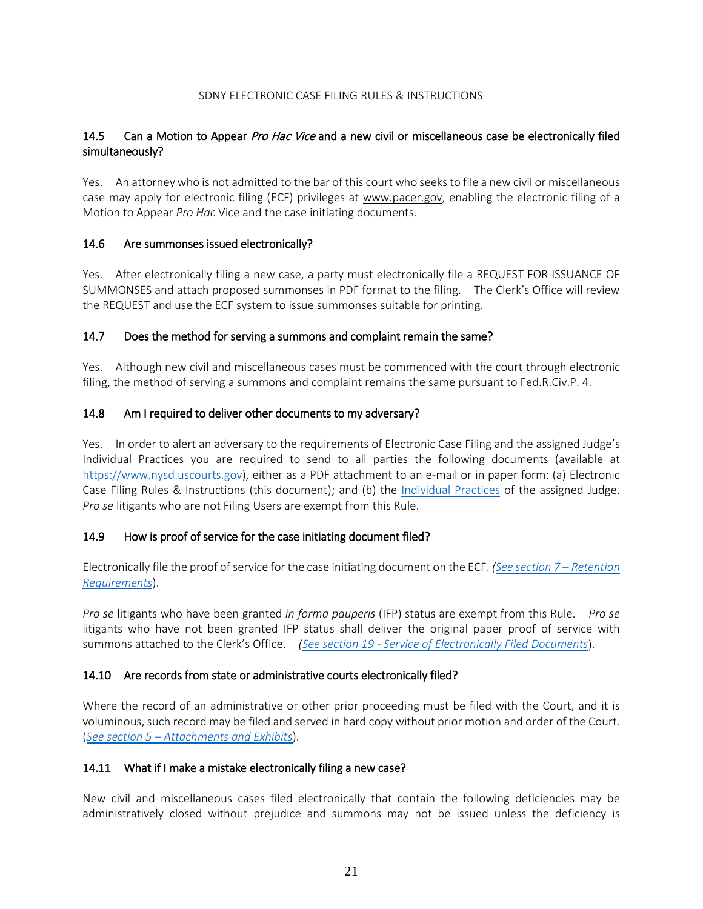### 14.5 Can a Motion to Appear *Pro Hac Vice* and a new civil or miscellaneous case be electronically filed simultaneously?

Yes. An attorney who is not admitted to the bar of this court who seeks to file a new civil or miscellaneous case may apply for electronic filing (ECF) privileges at www.pacer.gov, enabling the electronic filing of a Motion to Appear *Pro Hac* Vice and the case initiating documents.

### 14.6 Are summonses issued electronically?

Yes. After electronically filing a new case, a party must electronically file a REQUEST FOR ISSUANCE OF SUMMONSES and attach proposed summonses in PDF format to the filing. The Clerk's Office will review the REQUEST and use the ECF system to issue summonses suitable for printing.

### 14.7 Does the method for serving a summons and complaint remain the same?

Yes. Although new civil and miscellaneous cases must be commenced with the court through electronic filing, the method of serving a summons and complaint remains the same pursuant to Fed.R.Civ.P. 4.

### 14.8 Am I required to deliver other documents to my adversary?

Yes. In order to alert an adversary to the requirements of Electronic Case Filing and the assigned Judge's Individual Practices you are required to send to all parties the following documents (available at https://www.nysd.uscourts.gov), either as a PDF attachment to an e-mail or in paper form: (a) Electronic Case Filing Rules & Instructions (this document); and (b) the Individual Practices of the assigned Judge. *Pro se* litigants who are not Filing Users are exempt from this Rule.

### 14.9 How is proof of service for the case initiating document filed?

Electronically file the proof of service for the case initiating document on the ECF. *(See section 7 – Retention Requirements*).

*Pro se* litigants who have been granted *in forma pauperis* (IFP) status are exempt from this Rule. *Pro se* litigants who have not been granted IFP status shall deliver the original paper proof of service with summons attached to the Clerk's Office. *(See section 19 - Service of Electronically Filed Documents*).

### 14.10 Are records from state or administrative courts electronically filed?

Where the record of an administrative or other prior proceeding must be filed with the Court, and it is voluminous, such record may be filed and served in hard copy without prior motion and order of the Court. (*See section 5 – Attachments and Exhibits*).

### 14.11 What if I make a mistake electronically filing a new case?

New civil and miscellaneous cases filed electronically that contain the following deficiencies may be administratively closed without prejudice and summons may not be issued unless the deficiency is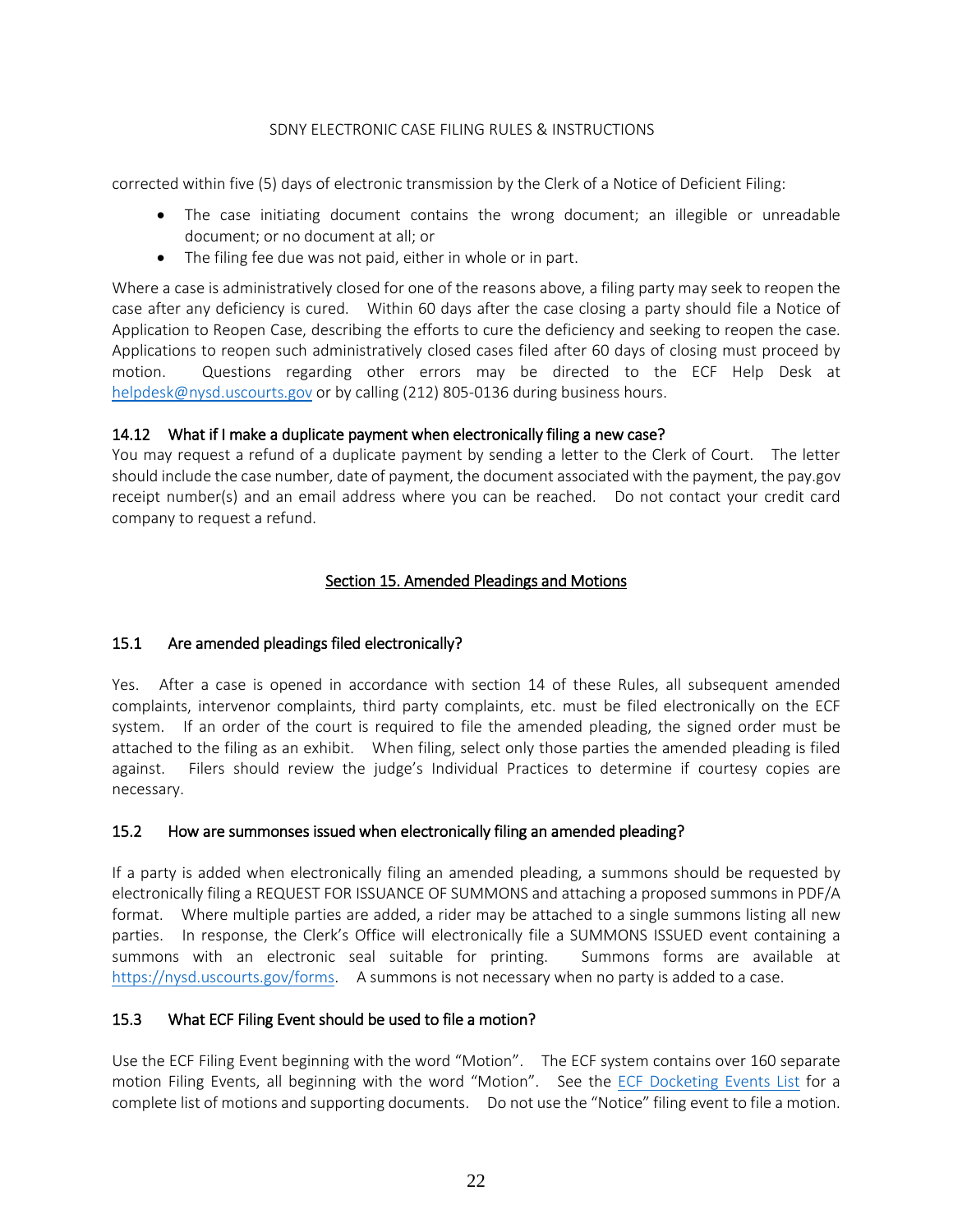corrected within five (5) days of electronic transmission by the Clerk of a Notice of Deficient Filing:

- The case initiating document contains the wrong document; an illegible or unreadable document; or no document at all; or
- The filing fee due was not paid, either in whole or in part.

Where a case is administratively closed for one of the reasons above, a filing party may seek to reopen the case after any deficiency is cured. Within 60 days after the case closing a party should file a Notice of Application to Reopen Case, describing the efforts to cure the deficiency and seeking to reopen the case. Applications to reopen such administratively closed cases filed after 60 days of closing must proceed by motion. Questions regarding other errors may be directed to the ECF Help Desk at helpdesk@nysd.uscourts.gov or by calling (212) 805-0136 during business hours.

### 14.12 What if I make a duplicate payment when electronically filing a new case?

You may request a refund of a duplicate payment by sending a letter to the Clerk of Court. The letter should include the case number, date of payment, the document associated with the payment, the pay.gov receipt number(s) and an email address where you can be reached. Do not contact your credit card company to request a refund.

## Section 15. Amended Pleadings and Motions

### 15.1 Are amended pleadings filed electronically?

Yes. After a case is opened in accordance with section 14 of these Rules, all subsequent amended complaints, intervenor complaints, third party complaints, etc. must be filed electronically on the ECF system. If an order of the court is required to file the amended pleading, the signed order must be attached to the filing as an exhibit. When filing, select only those parties the amended pleading is filed against. Filers should review the judge's Individual Practices to determine if courtesy copies are necessary.

### 15.2 How are summonses issued when electronically filing an amended pleading?

If a party is added when electronically filing an amended pleading, a summons should be requested by electronically filing a REQUEST FOR ISSUANCE OF SUMMONS and attaching a proposed summons in PDF/A format. Where multiple parties are added, a rider may be attached to a single summons listing all new parties. In response, the Clerk's Office will electronically file a SUMMONS ISSUED event containing a summons with an electronic seal suitable for printing. Summons forms are available at https://nysd.uscourts.gov/forms. A summons is not necessary when no party is added to a case.

### 15.3 What ECF Filing Event should be used to file a motion?

Use the ECF Filing Event beginning with the word "Motion". The ECF system contains over 160 separate motion Filing Events, all beginning with the word "Motion". See the ECF Docketing Events List for a complete list of motions and supporting documents. Do not use the "Notice" filing event to file a motion.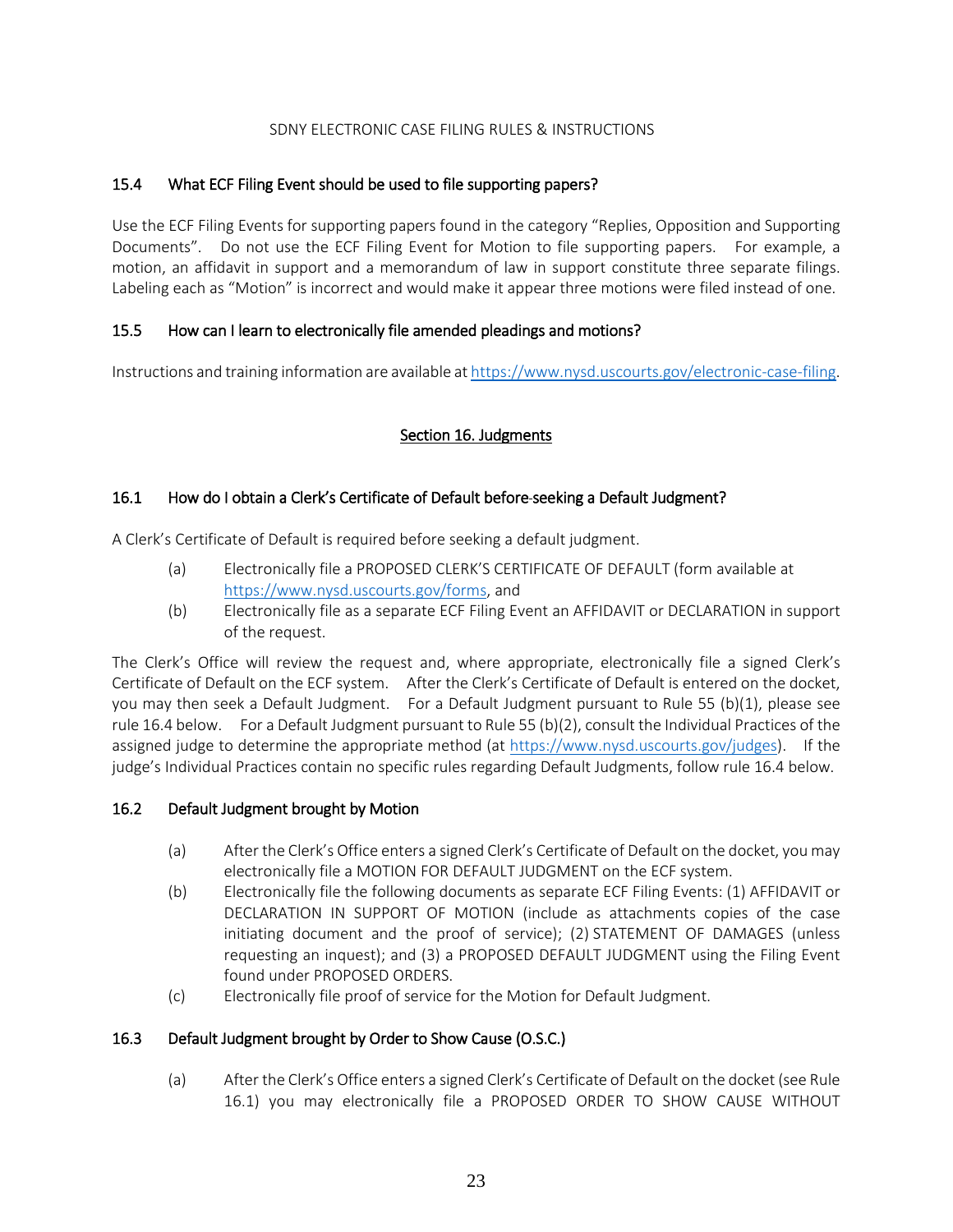### 15.4 What ECF Filing Event should be used to file supporting papers?

Use the ECF Filing Events for supporting papers found in the category "Replies, Opposition and Supporting Documents". Do not use the ECF Filing Event for Motion to file supporting papers. For example, a motion, an affidavit in support and a memorandum of law in support constitute three separate filings. Labeling each as "Motion" is incorrect and would make it appear three motions were filed instead of one.

### 15.5 How can I learn to electronically file amended pleadings and motions?

Instructions and training information are available at https://www.nysd.uscourts.gov/electronic-case-filing.

## Section 16. Judgments

### 16.1 How do I obtain a Clerk's Certificate of Default before-seeking a Default Judgment?

A Clerk's Certificate of Default is required before seeking a default judgment.

- (a) Electronically file a PROPOSED CLERK'S CERTIFICATE OF DEFAULT (form available at https://www.nysd.uscourts.gov/forms, and
- (b) Electronically file as a separate ECF Filing Event an AFFIDAVIT or DECLARATION in support of the request.

The Clerk's Office will review the request and, where appropriate, electronically file a signed Clerk's Certificate of Default on the ECF system. After the Clerk's Certificate of Default is entered on the docket, you may then seek a Default Judgment. For a Default Judgment pursuant to Rule 55 (b)(1), please see rule 16.4 below. For a Default Judgment pursuant to Rule 55 (b)(2), consult the Individual Practices of the assigned judge to determine the appropriate method (at https://www.nysd.uscourts.gov/judges). If the judge's Individual Practices contain no specific rules regarding Default Judgments, follow rule 16.4 below.

### 16.2 Default Judgment brought by Motion

- (a) After the Clerk's Office enters a signed Clerk's Certificate of Default on the docket, you may electronically file a MOTION FOR DEFAULT JUDGMENT on the ECF system.
- (b) Electronically file the following documents as separate ECF Filing Events: (1) AFFIDAVIT or DECLARATION IN SUPPORT OF MOTION (include as attachments copies of the case initiating document and the proof of service); (2) STATEMENT OF DAMAGES (unless requesting an inquest); and (3) a PROPOSED DEFAULT JUDGMENT using the Filing Event found under PROPOSED ORDERS.
- (c) Electronically file proof of service for the Motion for Default Judgment.

### 16.3 Default Judgment brought by Order to Show Cause (O.S.C.)

- (a) After the Clerk's Office enters a signed Clerk's Certificate of Default on the docket (see Rule 16.1) you may electronically file a PROPOSED ORDER TO SHOW CAUSE WITHOUT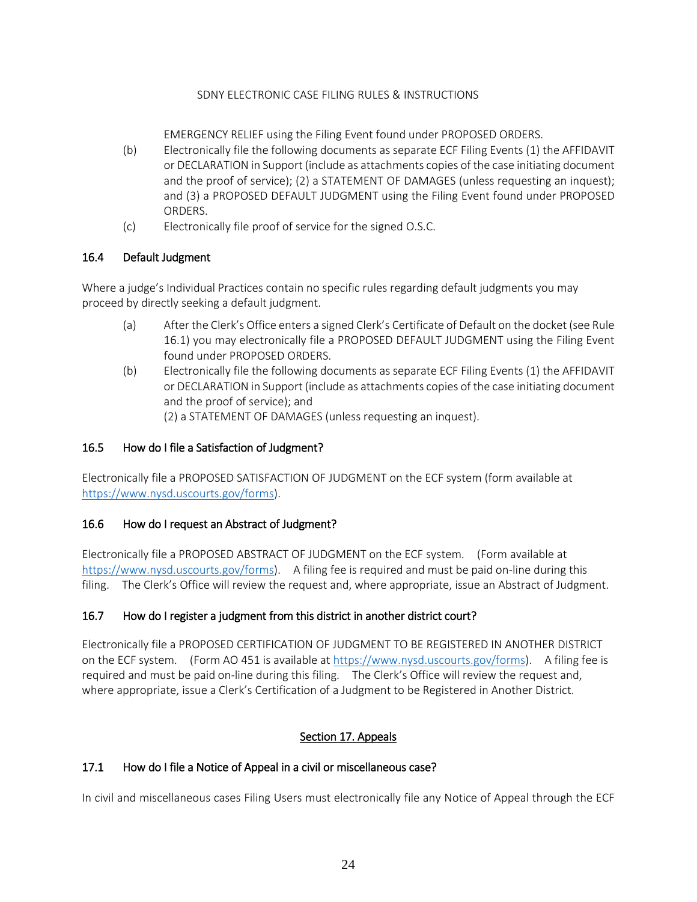EMERGENCY RELIEF using the Filing Event found under PROPOSED ORDERS.

(b) Electronically file the following documents as separate ECF Filing Events (1) the AFFIDAVIT or DECLARATION in Support (include as attachments copies of the case initiating document and the proof of service); (2) a STATEMENT OF DAMAGES (unless requesting an inquest); and (3) a PROPOSED DEFAULT JUDGMENT using the Filing Event found under PROPOSED ORDERS.

(c) Electronically file proof of service for the signed O.S.C.

### 16.4 Default Judgment

Where a judge's Individual Practices contain no specific rules regarding default judgments you may proceed by directly seeking a default judgment.

(a) After the Clerk's Office enters a signed Clerk's Certificate of Default on the docket (see Rule 16.1) you may electronically file a PROPOSED DEFAULT JUDGMENT using the Filing Event found under PROPOSED ORDERS.

(b) Electronically file the following documents as separate ECF Filing Events (1) the AFFIDAVIT or DECLARATION in Support (include as attachments copies of the case initiating document and the proof of service); and
(2) a STATEMENT OF DAMAGES (unless requesting an inquest).

### 16.5 How do I file a Satisfaction of Judgment?

Electronically file a PROPOSED SATISFACTION OF JUDGMENT on the ECF system (form available at https://www.nysd.uscourts.gov/forms).

### 16.6 How do I request an Abstract of Judgment?

Electronically file a PROPOSED ABSTRACT OF JUDGMENT on the ECF system. (Form available at https://www.nysd.uscourts.gov/forms). A filing fee is required and must be paid on-line during this filing. The Clerk's Office will review the request and, where appropriate, issue an Abstract of Judgment.

### 16.7 How do I register a judgment from this district in another district court?

Electronically file a PROPOSED CERTIFICATION OF JUDGMENT TO BE REGISTERED IN ANOTHER DISTRICT on the ECF system. (Form AO 451 is available at https://www.nysd.uscourts.gov/forms). A filing fee is required and must be paid on-line during this filing. The Clerk's Office will review the request and, where appropriate, issue a Clerk's Certification of a Judgment to be Registered in Another District.

## Section 17. Appeals

### 17.1 How do I file a Notice of Appeal in a civil or miscellaneous case?

In civil and miscellaneous cases Filing Users must electronically file any Notice of Appeal through the ECF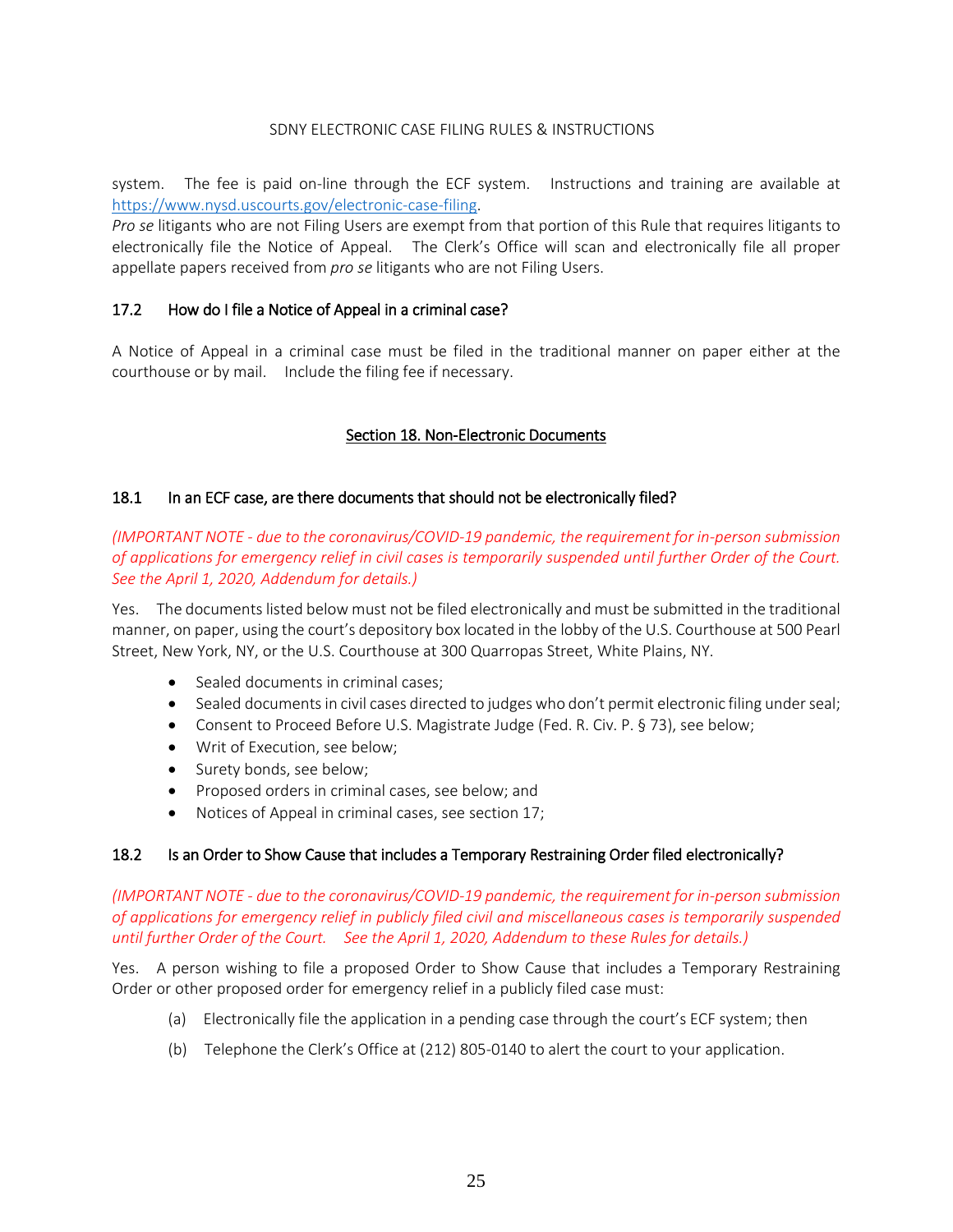system. The fee is paid on-line through the ECF system. Instructions and training are available at [https://www.nysd.uscourts.gov/electronic-case-filing](https://www.nysd.uscourts.gov/electronic-case-filing).

*Pro se* litigants who are not Filing Users are exempt from that portion of this Rule that requires litigants to electronically file the Notice of Appeal. The Clerk's Office will scan and electronically file all proper appellate papers received from *pro se* litigants who are not Filing Users.

### 17.2 How do I file a Notice of Appeal in a criminal case?

A Notice of Appeal in a criminal case must be filed in the traditional manner on paper either at the courthouse or by mail. Include the filing fee if necessary.

## Section 18. Non-Electronic Documents

### 18.1 In an ECF case, are there documents that should not be electronically filed?

*(IMPORTANT NOTE - due to the coronavirus/COVID-19 pandemic, the requirement for in-person submission of applications for emergency relief in civil cases is temporarily suspended until further Order of the Court. See the April 1, 2020, Addendum for details.)*

Yes. The documents listed below must not be filed electronically and must be submitted in the traditional manner, on paper, using the court's depository box located in the lobby of the U.S. Courthouse at 500 Pearl Street, New York, NY, or the U.S. Courthouse at 300 Quarropas Street, White Plains, NY.

- Sealed documents in criminal cases;
- Sealed documents in civil cases directed to judges who don't permit electronic filing under seal;
- Consent to Proceed Before U.S. Magistrate Judge (Fed. R. Civ. P. § 73), see below;
- Writ of Execution, see below;
- Surety bonds, see below;
- Proposed orders in criminal cases, see below; and
- Notices of Appeal in criminal cases, see section 17;

### 18.2 Is an Order to Show Cause that includes a Temporary Restraining Order filed electronically?

*(IMPORTANT NOTE - due to the coronavirus/COVID-19 pandemic, the requirement for in-person submission of applications for emergency relief in publicly filed civil and miscellaneous cases is temporarily suspended until further Order of the Court. See the April 1, 2020, Addendum to these Rules for details.)*

Yes. A person wishing to file a proposed Order to Show Cause that includes a Temporary Restraining Order or other proposed order for emergency relief in a publicly filed case must:

(a) Electronically file the application in a pending case through the court's ECF system; then

(b) Telephone the Clerk's Office at (212) 805-0140 to alert the court to your application.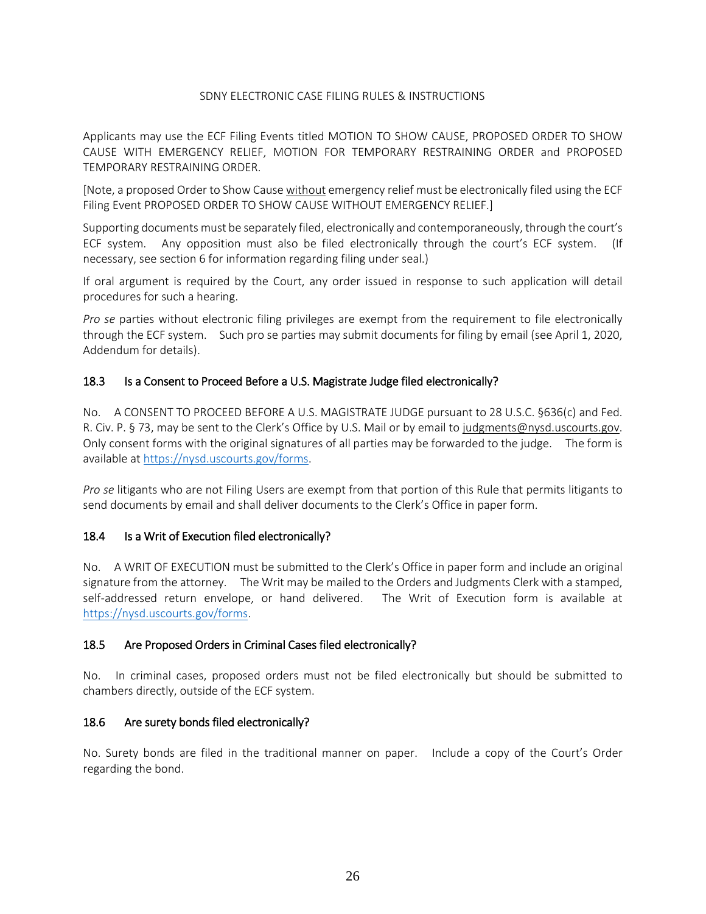Applicants may use the ECF Filing Events titled MOTION TO SHOW CAUSE, PROPOSED ORDER TO SHOW CAUSE WITH EMERGENCY RELIEF, MOTION FOR TEMPORARY RESTRAINING ORDER and PROPOSED TEMPORARY RESTRAINING ORDER.

[Note, a proposed Order to Show Cause <u>without</u> emergency relief must be electronically filed using the ECF Filing Event PROPOSED ORDER TO SHOW CAUSE WITHOUT EMERGENCY RELIEF.]

Supporting documents must be separately filed, electronically and contemporaneously, through the court's ECF system. Any opposition must also be filed electronically through the court's ECF system. (If necessary, see section 6 for information regarding filing under seal.)

If oral argument is required by the Court, any order issued in response to such application will detail procedures for such a hearing.

*Pro se* parties without electronic filing privileges are exempt from the requirement to file electronically through the ECF system. Such pro se parties may submit documents for filing by email (see April 1, 2020, Addendum for details).

### 18.3 Is a Consent to Proceed Before a U.S. Magistrate Judge filed electronically?

No. A CONSENT TO PROCEED BEFORE A U.S. MAGISTRATE JUDGE pursuant to 28 U.S.C. §636(c) and Fed. R. Civ. P. § 73, may be sent to the Clerk's Office by U.S. Mail or by email to judgments@nysd.uscourts.gov. Only consent forms with the original signatures of all parties may be forwarded to the judge. The form is available at https://nysd.uscourts.gov/forms.

*Pro se* litigants who are not Filing Users are exempt from that portion of this Rule that permits litigants to send documents by email and shall deliver documents to the Clerk's Office in paper form.

### 18.4 Is a Writ of Execution filed electronically?

No. A WRIT OF EXECUTION must be submitted to the Clerk's Office in paper form and include an original signature from the attorney. The Writ may be mailed to the Orders and Judgments Clerk with a stamped, self-addressed return envelope, or hand delivered. The Writ of Execution form is available at https://nysd.uscourts.gov/forms.

### 18.5 Are Proposed Orders in Criminal Cases filed electronically?

No. In criminal cases, proposed orders must not be filed electronically but should be submitted to chambers directly, outside of the ECF system.

### 18.6 Are surety bonds filed electronically?

No. Surety bonds are filed in the traditional manner on paper. Include a copy of the Court's Order regarding the bond.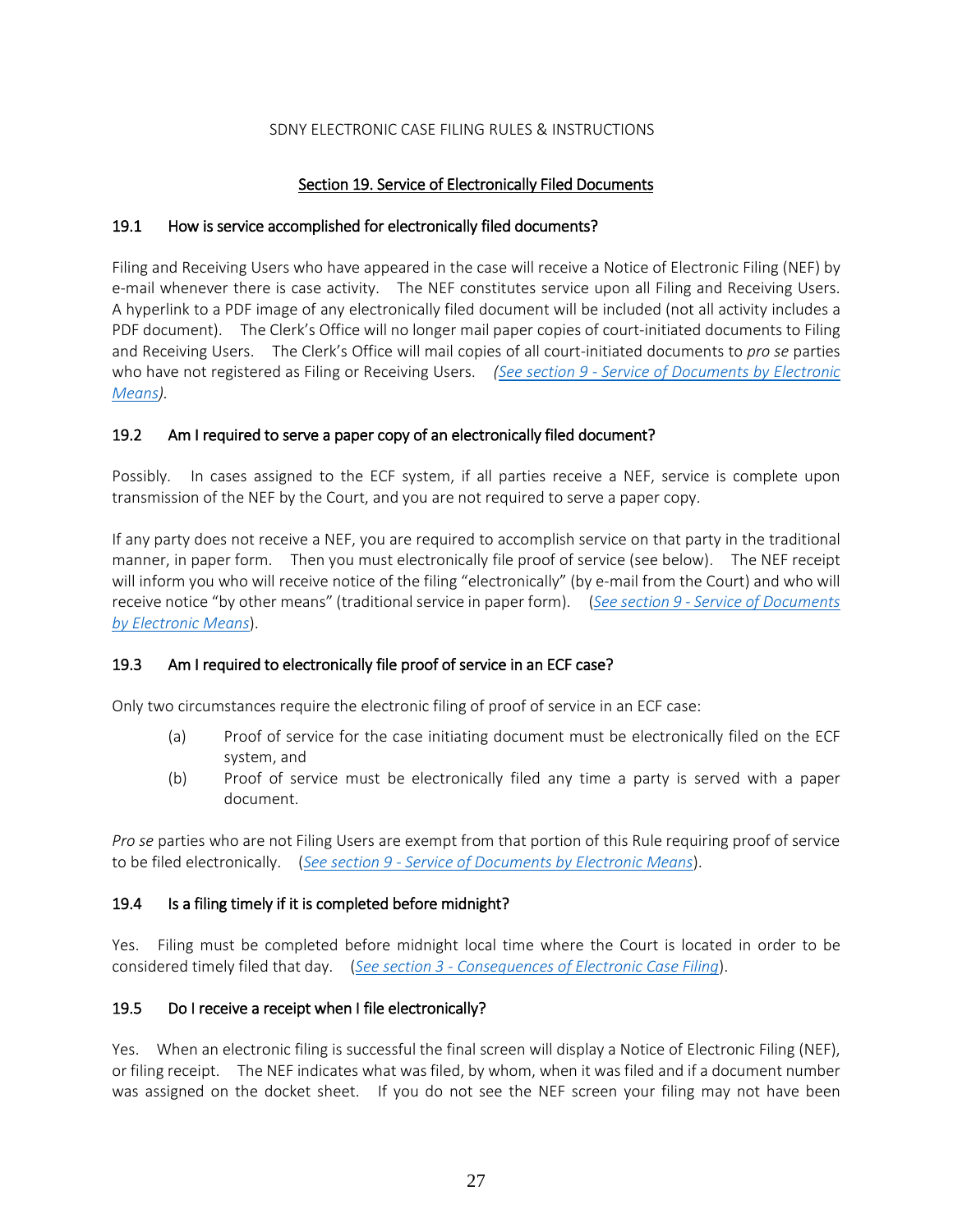SDNY ELECTRONIC CASE FILING RULES & INSTRUCTIONS

## Section 19. Service of Electronically Filed Documents

### 19.1 How is service accomplished for electronically filed documents?

Filing and Receiving Users who have appeared in the case will receive a Notice of Electronic Filing (NEF) by e-mail whenever there is case activity. The NEF constitutes service upon all Filing and Receiving Users. A hyperlink to a PDF image of any electronically filed document will be included (not all activity includes a PDF document). The Clerk's Office will no longer mail paper copies of court-initiated documents to Filing and Receiving Users. The Clerk's Office will mail copies of all court-initiated documents to *pro se* parties who have not registered as Filing or Receiving Users. *(See section 9 - Service of Documents by Electronic Means)*.

### 19.2 Am I required to serve a paper copy of an electronically filed document?

Possibly. In cases assigned to the ECF system, if all parties receive a NEF, service is complete upon transmission of the NEF by the Court, and you are not required to serve a paper copy.

If any party does not receive a NEF, you are required to accomplish service on that party in the traditional manner, in paper form. Then you must electronically file proof of service (see below). The NEF receipt will inform you who will receive notice of the filing "electronically" (by e-mail from the Court) and who will receive notice "by other means" (traditional service in paper form). (*See section 9 - Service of Documents by Electronic Means*).

### 19.3 Am I required to electronically file proof of service in an ECF case?

Only two circumstances require the electronic filing of proof of service in an ECF case:

(a) Proof of service for the case initiating document must be electronically filed on the ECF system, and

(b) Proof of service must be electronically filed any time a party is served with a paper document.

*Pro se* parties who are not Filing Users are exempt from that portion of this Rule requiring proof of service to be filed electronically. (*See section 9 - Service of Documents by Electronic Means*).

### 19.4 Is a filing timely if it is completed before midnight?

Yes. Filing must be completed before midnight local time where the Court is located in order to be considered timely filed that day. (*See section 3 - Consequences of Electronic Case Filing*).

### 19.5 Do I receive a receipt when I file electronically?

Yes. When an electronic filing is successful the final screen will display a Notice of Electronic Filing (NEF), or filing receipt. The NEF indicates what was filed, by whom, when it was filed and if a document number was assigned on the docket sheet. If you do not see the NEF screen your filing may not have been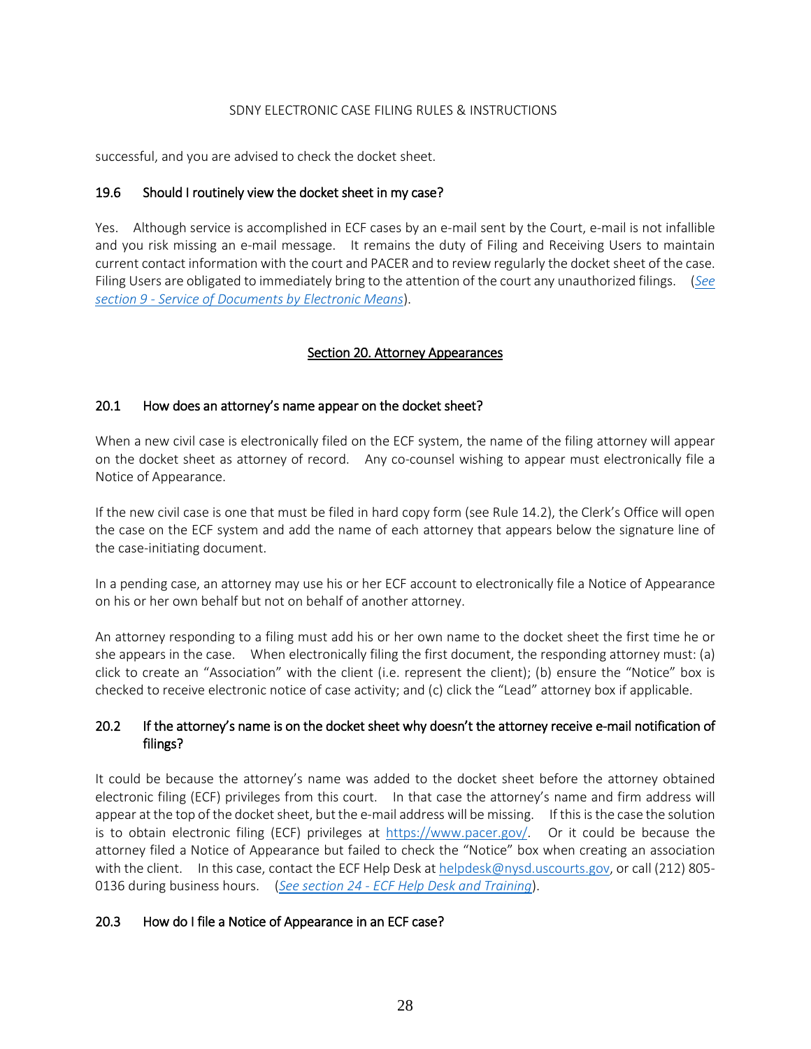successful, and you are advised to check the docket sheet.

### 19.6 Should I routinely view the docket sheet in my case?

Yes. Although service is accomplished in ECF cases by an e-mail sent by the Court, e-mail is not infallible and you risk missing an e-mail message. It remains the duty of Filing and Receiving Users to maintain current contact information with the court and PACER and to review regularly the docket sheet of the case. Filing Users are obligated to immediately bring to the attention of the court any unauthorized filings. (*See section 9 - Service of Documents by Electronic Means*).

## Section 20. Attorney Appearances

### 20.1 How does an attorney's name appear on the docket sheet?

When a new civil case is electronically filed on the ECF system, the name of the filing attorney will appear on the docket sheet as attorney of record. Any co-counsel wishing to appear must electronically file a Notice of Appearance.

If the new civil case is one that must be filed in hard copy form (see Rule 14.2), the Clerk's Office will open the case on the ECF system and add the name of each attorney that appears below the signature line of the case-initiating document.

In a pending case, an attorney may use his or her ECF account to electronically file a Notice of Appearance on his or her own behalf but not on behalf of another attorney.

An attorney responding to a filing must add his or her own name to the docket sheet the first time he or she appears in the case. When electronically filing the first document, the responding attorney must: (a) click to create an "Association" with the client (i.e. represent the client); (b) ensure the "Notice" box is checked to receive electronic notice of case activity; and (c) click the "Lead" attorney box if applicable.

### 20.2 If the attorney's name is on the docket sheet why doesn't the attorney receive e-mail notification of filings?

It could be because the attorney's name was added to the docket sheet before the attorney obtained electronic filing (ECF) privileges from this court. In that case the attorney's name and firm address will appear at the top of the docket sheet, but the e-mail address will be missing. If this is the case the solution is to obtain electronic filing (ECF) privileges at https://www.pacer.gov/. Or it could be because the attorney filed a Notice of Appearance but failed to check the "Notice" box when creating an association with the client. In this case, contact the ECF Help Desk at helpdesk@nysd.uscourts.gov, or call (212) 805-0136 during business hours. (*See section 24 - ECF Help Desk and Training*).

### 20.3 How do I file a Notice of Appearance in an ECF case?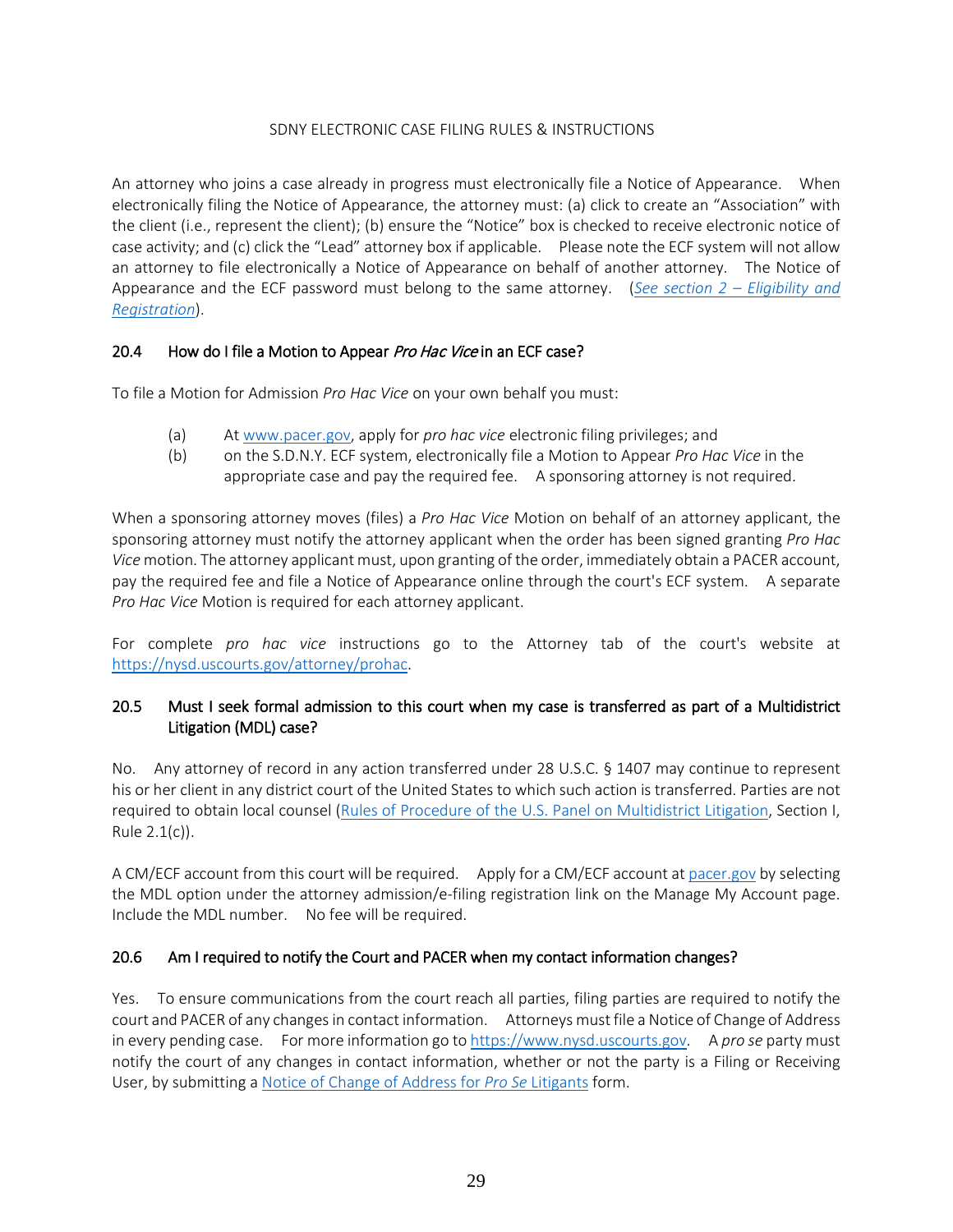An attorney who joins a case already in progress must electronically file a Notice of Appearance. When electronically filing the Notice of Appearance, the attorney must: (a) click to create an "Association" with the client (i.e., represent the client); (b) ensure the "Notice" box is checked to receive electronic notice of case activity; and (c) click the "Lead" attorney box if applicable. Please note the ECF system will not allow an attorney to file electronically a Notice of Appearance on behalf of another attorney. The Notice of Appearance and the ECF password must belong to the same attorney. (*See section 2 – Eligibility and Registration*).

### 20.4 How do I file a Motion to Appear *Pro Hac Vice* in an ECF case?

To file a Motion for Admission *Pro Hac Vice* on your own behalf you must:

(a) At www.pacer.gov, apply for *pro hac vice* electronic filing privileges; and
(b) on the S.D.N.Y. ECF system, electronically file a Motion to Appear *Pro Hac Vice* in the appropriate case and pay the required fee. A sponsoring attorney is not required.

When a sponsoring attorney moves (files) a *Pro Hac Vice* Motion on behalf of an attorney applicant, the sponsoring attorney must notify the attorney applicant when the order has been signed granting *Pro Hac Vice* motion. The attorney applicant must, upon granting of the order, immediately obtain a PACER account, pay the required fee and file a Notice of Appearance online through the court's ECF system. A separate *Pro Hac Vice* Motion is required for each attorney applicant.

For complete *pro hac vice* instructions go to the Attorney tab of the court's website at https://nysd.uscourts.gov/attorney/prohac.

### 20.5 Must I seek formal admission to this court when my case is transferred as part of a Multidistrict Litigation (MDL) case?

No. Any attorney of record in any action transferred under 28 U.S.C. § 1407 may continue to represent his or her client in any district court of the United States to which such action is transferred. Parties are not required to obtain local counsel (Rules of Procedure of the U.S. Panel on Multidistrict Litigation, Section I, Rule 2.1(c)).

A CM/ECF account from this court will be required. Apply for a CM/ECF account at pacer.gov by selecting the MDL option under the attorney admission/e-filing registration link on the Manage My Account page. Include the MDL number. No fee will be required.

### 20.6 Am I required to notify the Court and PACER when my contact information changes?

Yes. To ensure communications from the court reach all parties, filing parties are required to notify the court and PACER of any changes in contact information. Attorneys must file a Notice of Change of Address in every pending case. For more information go to https://www.nysd.uscourts.gov. A *pro se* party must notify the court of any changes in contact information, whether or not the party is a Filing or Receiving User, by submitting a Notice of Change of Address for *Pro Se* Litigants form.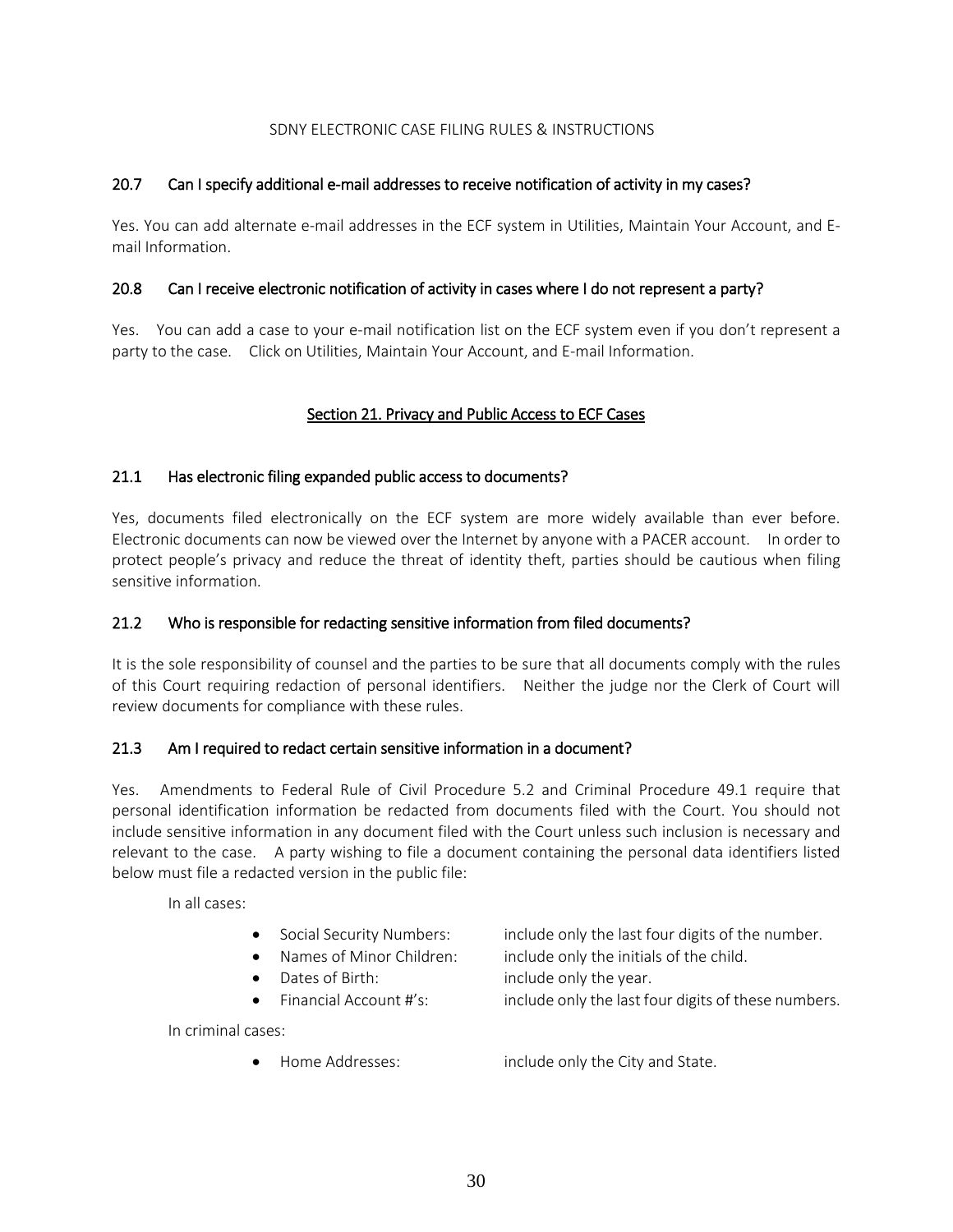### 20.7 Can I specify additional e-mail addresses to receive notification of activity in my cases?

Yes. You can add alternate e-mail addresses in the ECF system in Utilities, Maintain Your Account, and E-mail Information.

### 20.8 Can I receive electronic notification of activity in cases where I do not represent a party?

Yes. You can add a case to your e-mail notification list on the ECF system even if you don't represent a party to the case. Click on Utilities, Maintain Your Account, and E-mail Information.

## Section 21. Privacy and Public Access to ECF Cases

### 21.1 Has electronic filing expanded public access to documents?

Yes, documents filed electronically on the ECF system are more widely available than ever before. Electronic documents can now be viewed over the Internet by anyone with a PACER account. In order to protect people's privacy and reduce the threat of identity theft, parties should be cautious when filing sensitive information.

### 21.2 Who is responsible for redacting sensitive information from filed documents?

It is the sole responsibility of counsel and the parties to be sure that all documents comply with the rules of this Court requiring redaction of personal identifiers. Neither the judge nor the Clerk of Court will review documents for compliance with these rules.

### 21.3 Am I required to redact certain sensitive information in a document?

Yes. Amendments to Federal Rule of Civil Procedure 5.2 and Criminal Procedure 49.1 require that personal identification information be redacted from documents filed with the Court. You should not include sensitive information in any document filed with the Court unless such inclusion is necessary and relevant to the case. A party wishing to file a document containing the personal data identifiers listed below must file a redacted version in the public file:

In all cases:

- Social Security Numbers: include only the last four digits of the number.
- Names of Minor Children: include only the initials of the child.
- Dates of Birth: include only the year.
- Financial Account #'s: include only the last four digits of these numbers.

In criminal cases:

- Home Addresses: include only the City and State.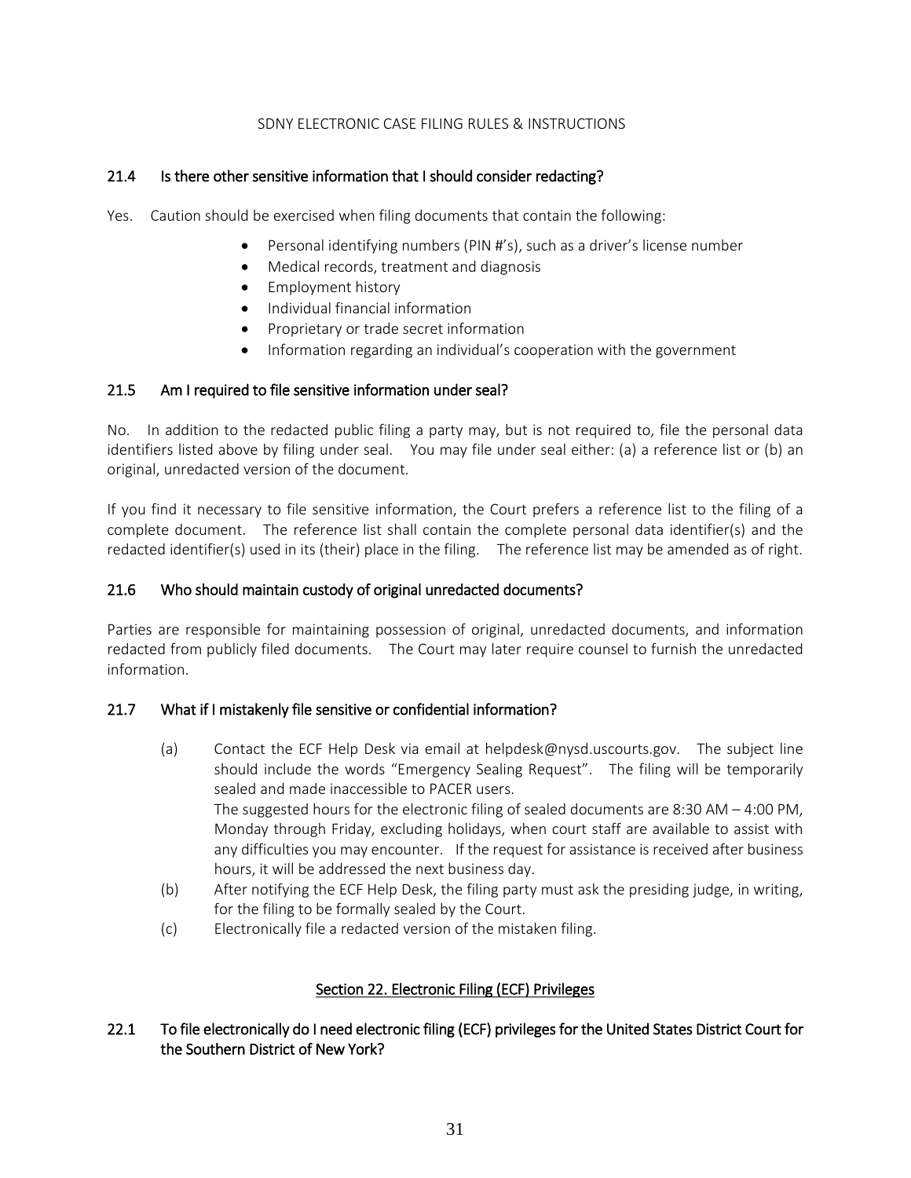### 21.4 Is there other sensitive information that I should consider redacting?

Yes. Caution should be exercised when filing documents that contain the following:

- Personal identifying numbers (PIN #'s), such as a driver's license number
- Medical records, treatment and diagnosis
- Employment history
- Individual financial information
- Proprietary or trade secret information
- Information regarding an individual's cooperation with the government

### 21.5 Am I required to file sensitive information under seal?

No. In addition to the redacted public filing a party may, but is not required to, file the personal data identifiers listed above by filing under seal. You may file under seal either: (a) a reference list or (b) an original, unredacted version of the document.

If you find it necessary to file sensitive information, the Court prefers a reference list to the filing of a complete document. The reference list shall contain the complete personal data identifier(s) and the redacted identifier(s) used in its (their) place in the filing. The reference list may be amended as of right.

### 21.6 Who should maintain custody of original unredacted documents?

Parties are responsible for maintaining possession of original, unredacted documents, and information redacted from publicly filed documents. The Court may later require counsel to furnish the unredacted information.

### 21.7 What if I mistakenly file sensitive or confidential information?

(a) Contact the ECF Help Desk via email at helpdesk@nysd.uscourts.gov. The subject line should include the words "Emergency Sealing Request". The filing will be temporarily sealed and made inaccessible to PACER users.
The suggested hours for the electronic filing of sealed documents are 8:30 AM – 4:00 PM, Monday through Friday, excluding holidays, when court staff are available to assist with any difficulties you may encounter. If the request for assistance is received after business hours, it will be addressed the next business day.

(b) After notifying the ECF Help Desk, the filing party must ask the presiding judge, in writing, for the filing to be formally sealed by the Court.

(c) Electronically file a redacted version of the mistaken filing.

## Section 22. Electronic Filing (ECF) Privileges

### 22.1 To file electronically do I need electronic filing (ECF) privileges for the United States District Court for the Southern District of New York?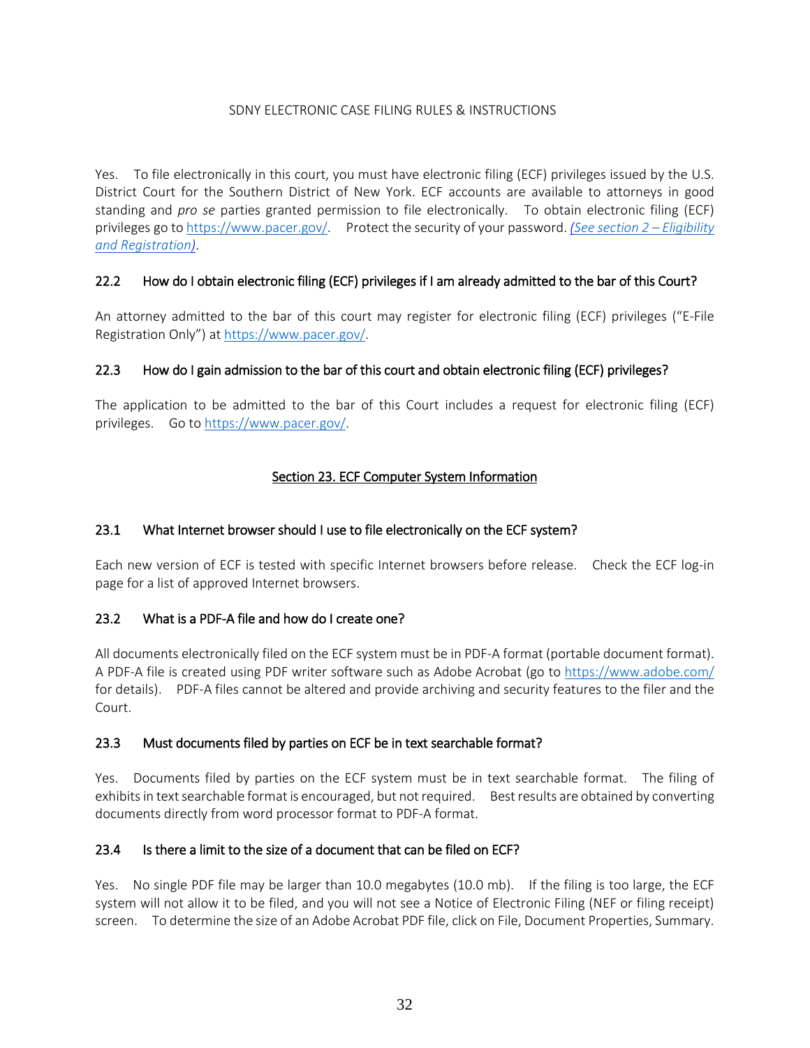Yes. To file electronically in this court, you must have electronic filing (ECF) privileges issued by the U.S. District Court for the Southern District of New York. ECF accounts are available to attorneys in good standing and *pro se* parties granted permission to file electronically. To obtain electronic filing (ECF) privileges go to https://www.pacer.gov/. Protect the security of your password. *(See section 2 – Eligibility and Registration)*.

### 22.2 How do I obtain electronic filing (ECF) privileges if I am already admitted to the bar of this Court?

An attorney admitted to the bar of this court may register for electronic filing (ECF) privileges ("E-File Registration Only") at https://www.pacer.gov/.

### 22.3 How do I gain admission to the bar of this court and obtain electronic filing (ECF) privileges?

The application to be admitted to the bar of this Court includes a request for electronic filing (ECF) privileges. Go to https://www.pacer.gov/.

## Section 23. ECF Computer System Information

### 23.1 What Internet browser should I use to file electronically on the ECF system?

Each new version of ECF is tested with specific Internet browsers before release. Check the ECF log-in page for a list of approved Internet browsers.

### 23.2 What is a PDF-A file and how do I create one?

All documents electronically filed on the ECF system must be in PDF-A format (portable document format). A PDF-A file is created using PDF writer software such as Adobe Acrobat (go to https://www.adobe.com/ for details). PDF-A files cannot be altered and provide archiving and security features to the filer and the Court.

### 23.3 Must documents filed by parties on ECF be in text searchable format?

Yes. Documents filed by parties on the ECF system must be in text searchable format. The filing of exhibits in text searchable format is encouraged, but not required. Best results are obtained by converting documents directly from word processor format to PDF-A format.

### 23.4 Is there a limit to the size of a document that can be filed on ECF?

Yes. No single PDF file may be larger than 10.0 megabytes (10.0 mb). If the filing is too large, the ECF system will not allow it to be filed, and you will not see a Notice of Electronic Filing (NEF or filing receipt) screen. To determine the size of an Adobe Acrobat PDF file, click on File, Document Properties, Summary.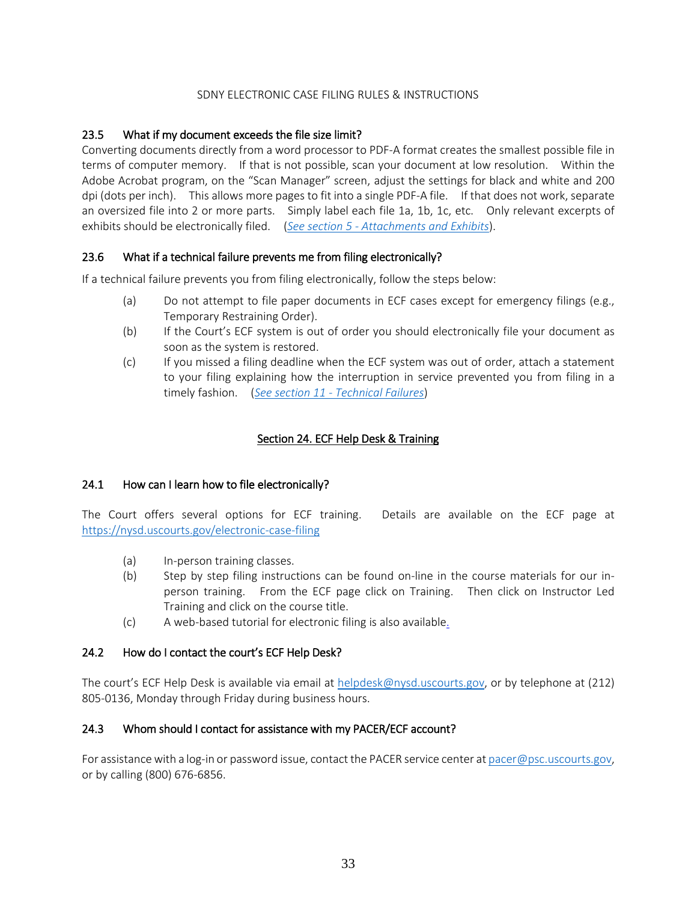### 23.5 What if my document exceeds the file size limit?

Converting documents directly from a word processor to PDF-A format creates the smallest possible file in terms of computer memory. If that is not possible, scan your document at low resolution. Within the Adobe Acrobat program, on the "Scan Manager" screen, adjust the settings for black and white and 200 dpi (dots per inch). This allows more pages to fit into a single PDF-A file. If that does not work, separate an oversized file into 2 or more parts. Simply label each file 1a, 1b, 1c, etc. Only relevant excerpts of exhibits should be electronically filed. (*See section 5 - Attachments and Exhibits*).

### 23.6 What if a technical failure prevents me from filing electronically?

If a technical failure prevents you from filing electronically, follow the steps below:

(a) Do not attempt to file paper documents in ECF cases except for emergency filings (e.g., Temporary Restraining Order).

(b) If the Court's ECF system is out of order you should electronically file your document as soon as the system is restored.

(c) If you missed a filing deadline when the ECF system was out of order, attach a statement to your filing explaining how the interruption in service prevented you from filing in a timely fashion. (*See section 11 - Technical Failures*)

## Section 24. ECF Help Desk & Training

### 24.1 How can I learn how to file electronically?

The Court offers several options for ECF training. Details are available on the ECF page at https://nysd.uscourts.gov/electronic-case-filing

(a) In-person training classes.

(b) Step by step filing instructions can be found on-line in the course materials for our in-person training. From the ECF page click on Training. Then click on Instructor Led Training and click on the course title.

(c) A web-based tutorial for electronic filing is also available.

### 24.2 How do I contact the court's ECF Help Desk?

The court's ECF Help Desk is available via email at helpdesk@nysd.uscourts.gov, or by telephone at (212) 805-0136, Monday through Friday during business hours.

### 24.3 Whom should I contact for assistance with my PACER/ECF account?

For assistance with a log-in or password issue, contact the PACER service center at pacer@psc.uscourts.gov, or by calling (800) 676-6856.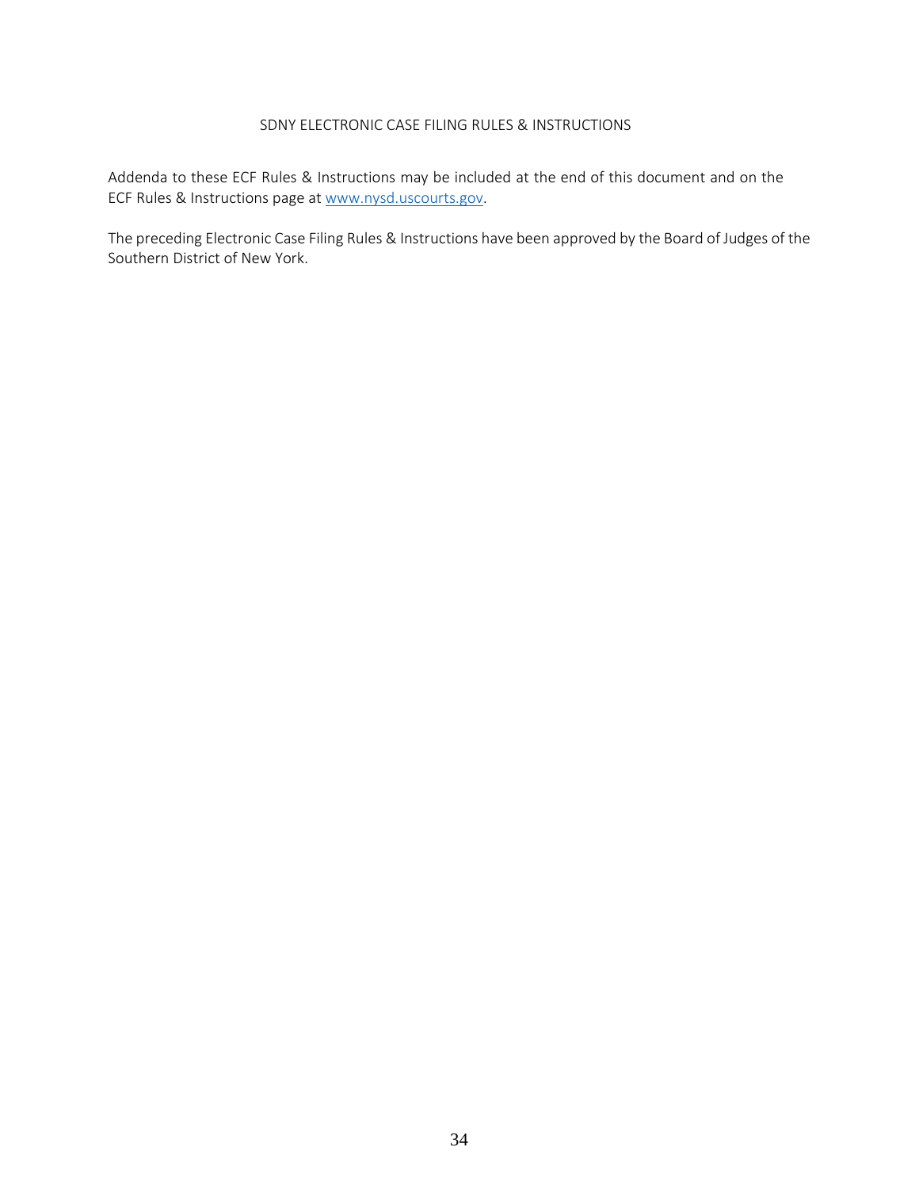Addenda to these ECF Rules & Instructions may be included at the end of this document and on the ECF Rules & Instructions page at www.nysd.uscourts.gov.

The preceding Electronic Case Filing Rules & Instructions have been approved by the Board of Judges of the Southern District of New York.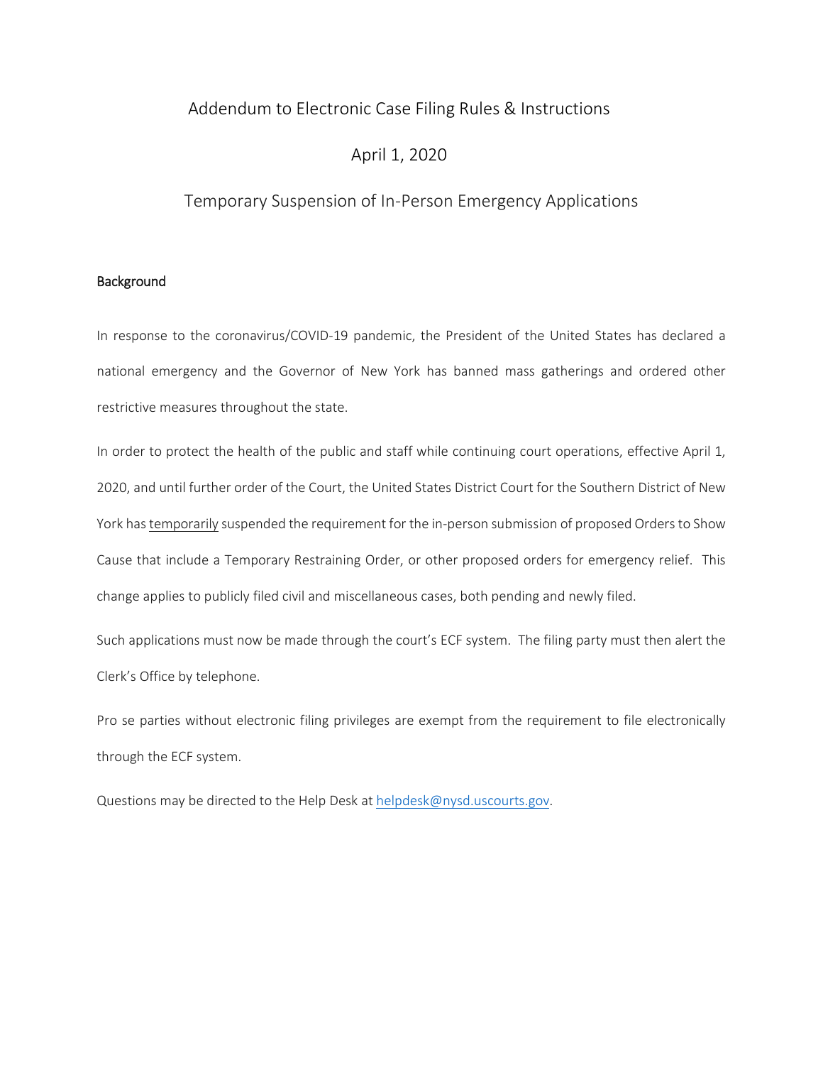# Addendum to Electronic Case Filing Rules & Instructions

## April 1, 2020

## Temporary Suspension of In-Person Emergency Applications

### Background

In response to the coronavirus/COVID-19 pandemic, the President of the United States has declared a national emergency and the Governor of New York has banned mass gatherings and ordered other restrictive measures throughout the state.

In order to protect the health of the public and staff while continuing court operations, effective April 1, 2020, and until further order of the Court, the United States District Court for the Southern District of New York has <u>temporarily</u> suspended the requirement for the in-person submission of proposed Orders to Show Cause that include a Temporary Restraining Order, or other proposed orders for emergency relief. This change applies to publicly filed civil and miscellaneous cases, both pending and newly filed.

Such applications must now be made through the court's ECF system. The filing party must then alert the Clerk's Office by telephone.

Pro se parties without electronic filing privileges are exempt from the requirement to file electronically through the ECF system.

Questions may be directed to the Help Desk at helpdesk@nysd.uscourts.gov.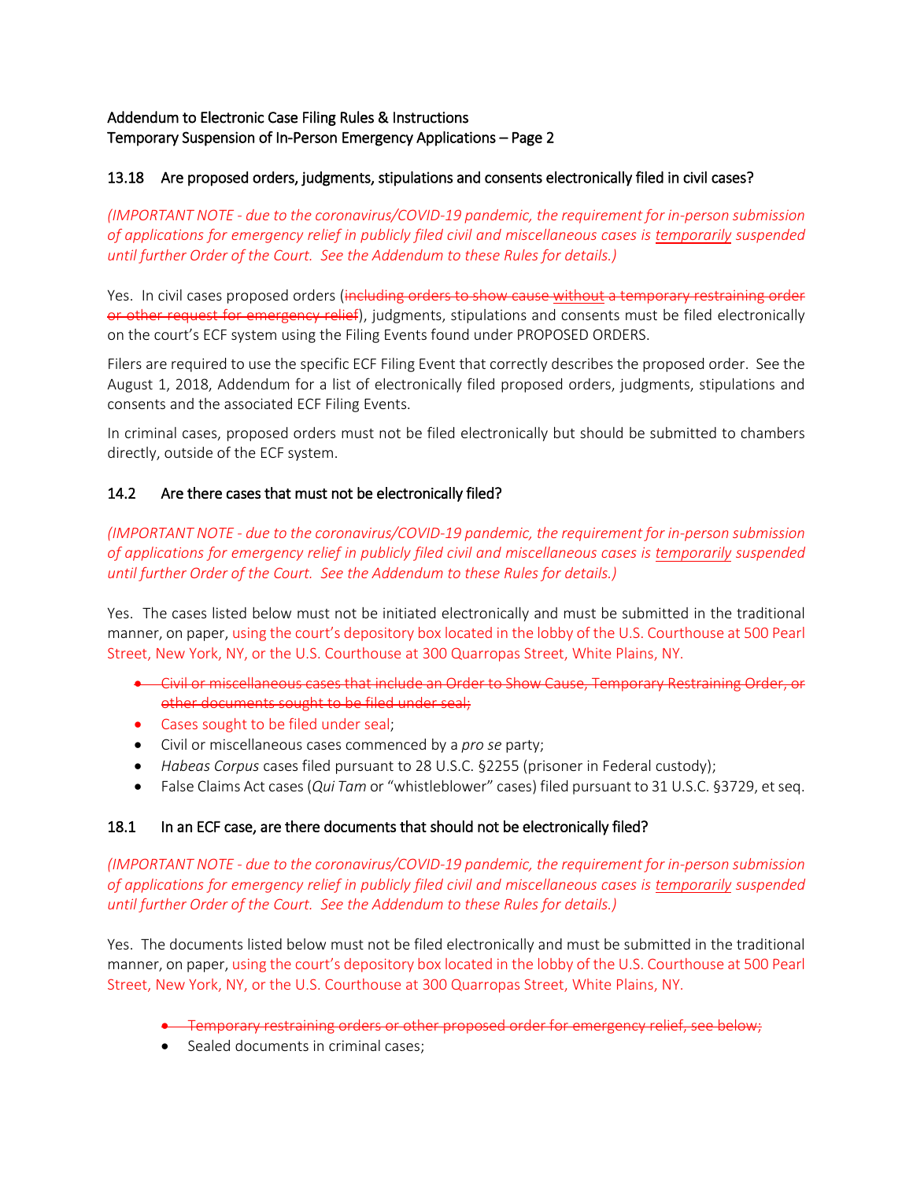Addendum to Electronic Case Filing Rules & Instructions
Temporary Suspension of In-Person Emergency Applications – Page 2

### 13.18 Are proposed orders, judgments, stipulations and consents electronically filed in civil cases?

*(IMPORTANT NOTE - due to the coronavirus/COVID-19 pandemic, the requirement for in-person submission of applications for emergency relief in publicly filed civil and miscellaneous cases is temporarily suspended until further Order of the Court. See the Addendum to these Rules for details.)*

Yes. In civil cases proposed orders (~~including orders to show cause without a temporary restraining order or other request for emergency relief~~), judgments, stipulations and consents must be filed electronically on the court's ECF system using the Filing Events found under PROPOSED ORDERS.

Filers are required to use the specific ECF Filing Event that correctly describes the proposed order. See the August 1, 2018, Addendum for a list of electronically filed proposed orders, judgments, stipulations and consents and the associated ECF Filing Events.

In criminal cases, proposed orders must not be filed electronically but should be submitted to chambers directly, outside of the ECF system.

### 14.2 Are there cases that must not be electronically filed?

*(IMPORTANT NOTE - due to the coronavirus/COVID-19 pandemic, the requirement for in-person submission of applications for emergency relief in publicly filed civil and miscellaneous cases is temporarily suspended until further Order of the Court. See the Addendum to these Rules for details.)*

Yes. The cases listed below must not be initiated electronically and must be submitted in the traditional manner, on paper, using the court's depository box located in the lobby of the U.S. Courthouse at 500 Pearl Street, New York, NY, or the U.S. Courthouse at 300 Quarropas Street, White Plains, NY.

- ~~Civil or miscellaneous cases that include an Order to Show Cause, Temporary Restraining Order, or other documents sought to be filed under seal;~~
- Cases sought to be filed under seal;
- Civil or miscellaneous cases commenced by a *pro se* party;
- *Habeas Corpus* cases filed pursuant to 28 U.S.C. §2255 (prisoner in Federal custody);
- False Claims Act cases (*Qui Tam* or "whistleblower" cases) filed pursuant to 31 U.S.C. §3729, et seq.

### 18.1 In an ECF case, are there documents that should not be electronically filed?

*(IMPORTANT NOTE - due to the coronavirus/COVID-19 pandemic, the requirement for in-person submission of applications for emergency relief in publicly filed civil and miscellaneous cases is temporarily suspended until further Order of the Court. See the Addendum to these Rules for details.)*

Yes. The documents listed below must not be filed electronically and must be submitted in the traditional manner, on paper, using the court's depository box located in the lobby of the U.S. Courthouse at 500 Pearl Street, New York, NY, or the U.S. Courthouse at 300 Quarropas Street, White Plains, NY.

- ~~Temporary restraining orders or other proposed order for emergency relief, see below;~~
- Sealed documents in criminal cases;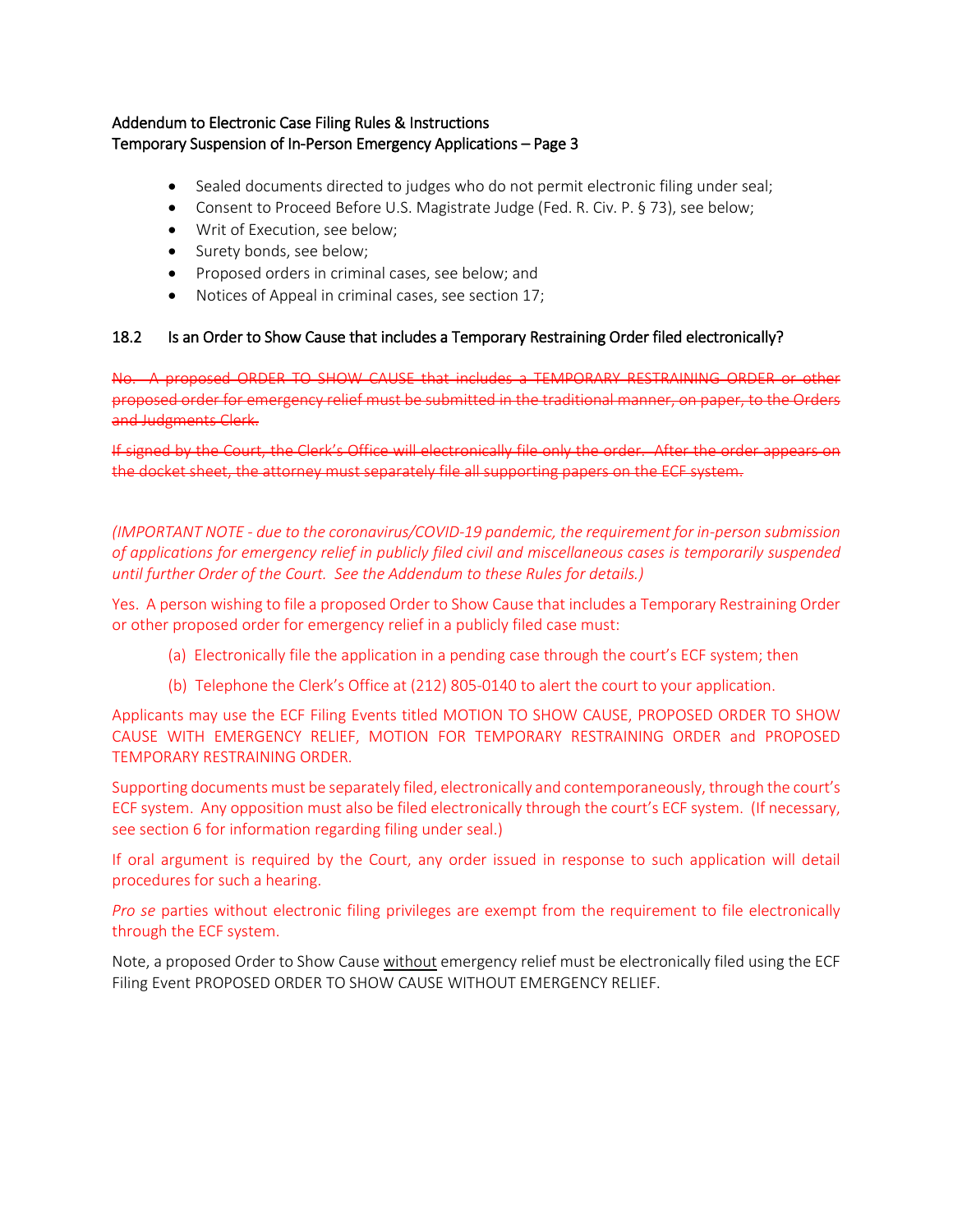- Sealed documents directed to judges who do not permit electronic filing under seal;
- Consent to Proceed Before U.S. Magistrate Judge (Fed. R. Civ. P. § 73), see below;
- Writ of Execution, see below;
- Surety bonds, see below;
- Proposed orders in criminal cases, see below; and
- Notices of Appeal in criminal cases, see section 17;

## 18.2 Is an Order to Show Cause that includes a Temporary Restraining Order filed electronically?

~~No. A proposed ORDER TO SHOW CAUSE that includes a TEMPORARY RESTRAINING ORDER or other proposed order for emergency relief must be submitted in the traditional manner, on paper, to the Orders and Judgments Clerk.~~

~~If signed by the Court, the Clerk's Office will electronically file only the order. After the order appears on the docket sheet, the attorney must separately file all supporting papers on the ECF system.~~

*(IMPORTANT NOTE - due to the coronavirus/COVID-19 pandemic, the requirement for in-person submission of applications for emergency relief in publicly filed civil and miscellaneous cases is temporarily suspended until further Order of the Court. See the Addendum to these Rules for details.)*

Yes. A person wishing to file a proposed Order to Show Cause that includes a Temporary Restraining Order or other proposed order for emergency relief in a publicly filed case must:

(a) Electronically file the application in a pending case through the court's ECF system; then

(b) Telephone the Clerk's Office at (212) 805-0140 to alert the court to your application.

Applicants may use the ECF Filing Events titled MOTION TO SHOW CAUSE, PROPOSED ORDER TO SHOW CAUSE WITH EMERGENCY RELIEF, MOTION FOR TEMPORARY RESTRAINING ORDER and PROPOSED TEMPORARY RESTRAINING ORDER.

Supporting documents must be separately filed, electronically and contemporaneously, through the court's ECF system. Any opposition must also be filed electronically through the court's ECF system. (If necessary, see section 6 for information regarding filing under seal.)

If oral argument is required by the Court, any order issued in response to such application will detail procedures for such a hearing.

*Pro se* parties without electronic filing privileges are exempt from the requirement to file electronically through the ECF system.

Note, a proposed Order to Show Cause <u>without</u> emergency relief must be electronically filed using the ECF Filing Event PROPOSED ORDER TO SHOW CAUSE WITHOUT EMERGENCY RELIEF.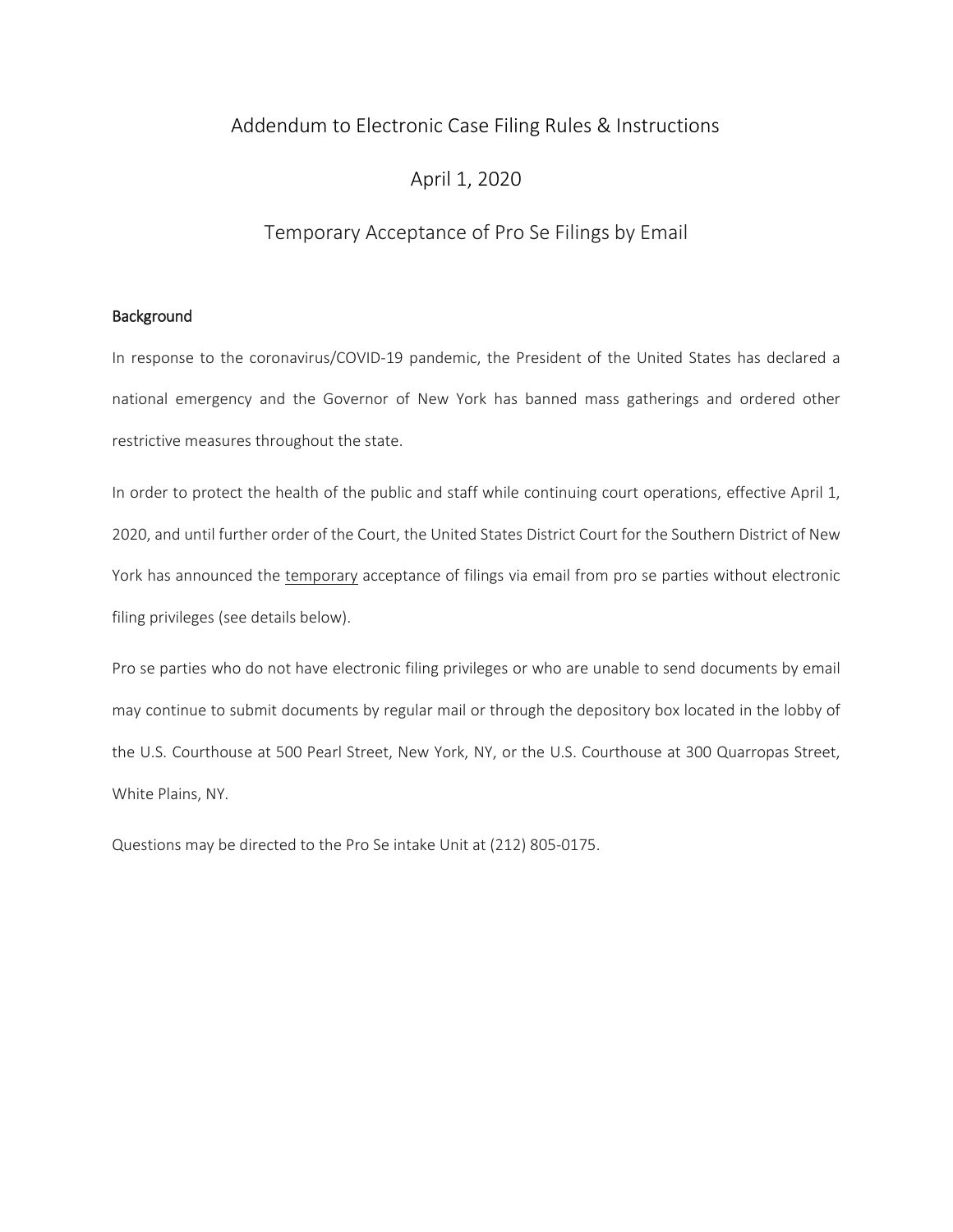# Addendum to Electronic Case Filing Rules & Instructions

## April 1, 2020

## Temporary Acceptance of Pro Se Filings by Email

### Background

In response to the coronavirus/COVID-19 pandemic, the President of the United States has declared a national emergency and the Governor of New York has banned mass gatherings and ordered other restrictive measures throughout the state.

In order to protect the health of the public and staff while continuing court operations, effective April 1, 2020, and until further order of the Court, the United States District Court for the Southern District of New York has announced the temporary acceptance of filings via email from pro se parties without electronic filing privileges (see details below).

Pro se parties who do not have electronic filing privileges or who are unable to send documents by email may continue to submit documents by regular mail or through the depository box located in the lobby of the U.S. Courthouse at 500 Pearl Street, New York, NY, or the U.S. Courthouse at 300 Quarropas Street, White Plains, NY.

Questions may be directed to the Pro Se intake Unit at (212) 805-0175.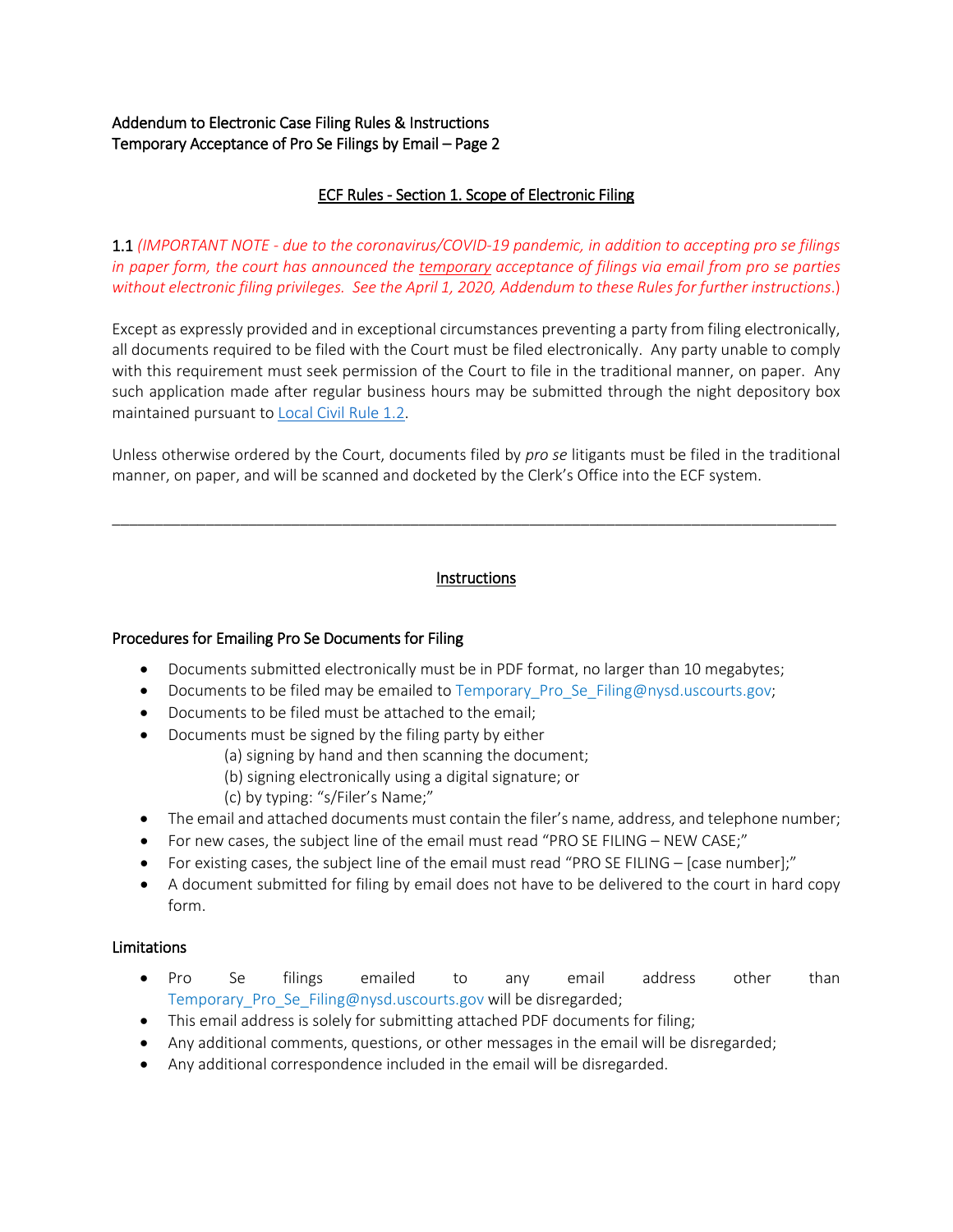Addendum to Electronic Case Filing Rules & Instructions
Temporary Acceptance of Pro Se Filings by Email – Page 2

## ECF Rules - Section 1. Scope of Electronic Filing

1.1 *(IMPORTANT NOTE - due to the coronavirus/COVID-19 pandemic, in addition to accepting pro se filings in paper form, the court has announced the temporary acceptance of filings via email from pro se parties without electronic filing privileges. See the April 1, 2020, Addendum to these Rules for further instructions.)*

Except as expressly provided and in exceptional circumstances preventing a party from filing electronically, all documents required to be filed with the Court must be filed electronically. Any party unable to comply with this requirement must seek permission of the Court to file in the traditional manner, on paper. Any such application made after regular business hours may be submitted through the night depository box maintained pursuant to Local Civil Rule 1.2.

Unless otherwise ordered by the Court, documents filed by *pro se* litigants must be filed in the traditional manner, on paper, and will be scanned and docketed by the Clerk's Office into the ECF system.

---

## Instructions

### Procedures for Emailing Pro Se Documents for Filing

- Documents submitted electronically must be in PDF format, no larger than 10 megabytes;
- Documents to be filed may be emailed to Temporary_Pro_Se_Filing@nysd.uscourts.gov;
- Documents to be filed must be attached to the email;
- Documents must be signed by the filing party by either
  - (a) signing by hand and then scanning the document;
  - (b) signing electronically using a digital signature; or
  - (c) by typing: "s/Filer's Name;"
- The email and attached documents must contain the filer's name, address, and telephone number;
- For new cases, the subject line of the email must read "PRO SE FILING – NEW CASE;"
- For existing cases, the subject line of the email must read "PRO SE FILING – [case number];"
- A document submitted for filing by email does not have to be delivered to the court in hard copy form.

### Limitations

- Pro Se filings emailed to any email address other than Temporary_Pro_Se_Filing@nysd.uscourts.gov will be disregarded;
- This email address is solely for submitting attached PDF documents for filing;
- Any additional comments, questions, or other messages in the email will be disregarded;
- Any additional correspondence included in the email will be disregarded.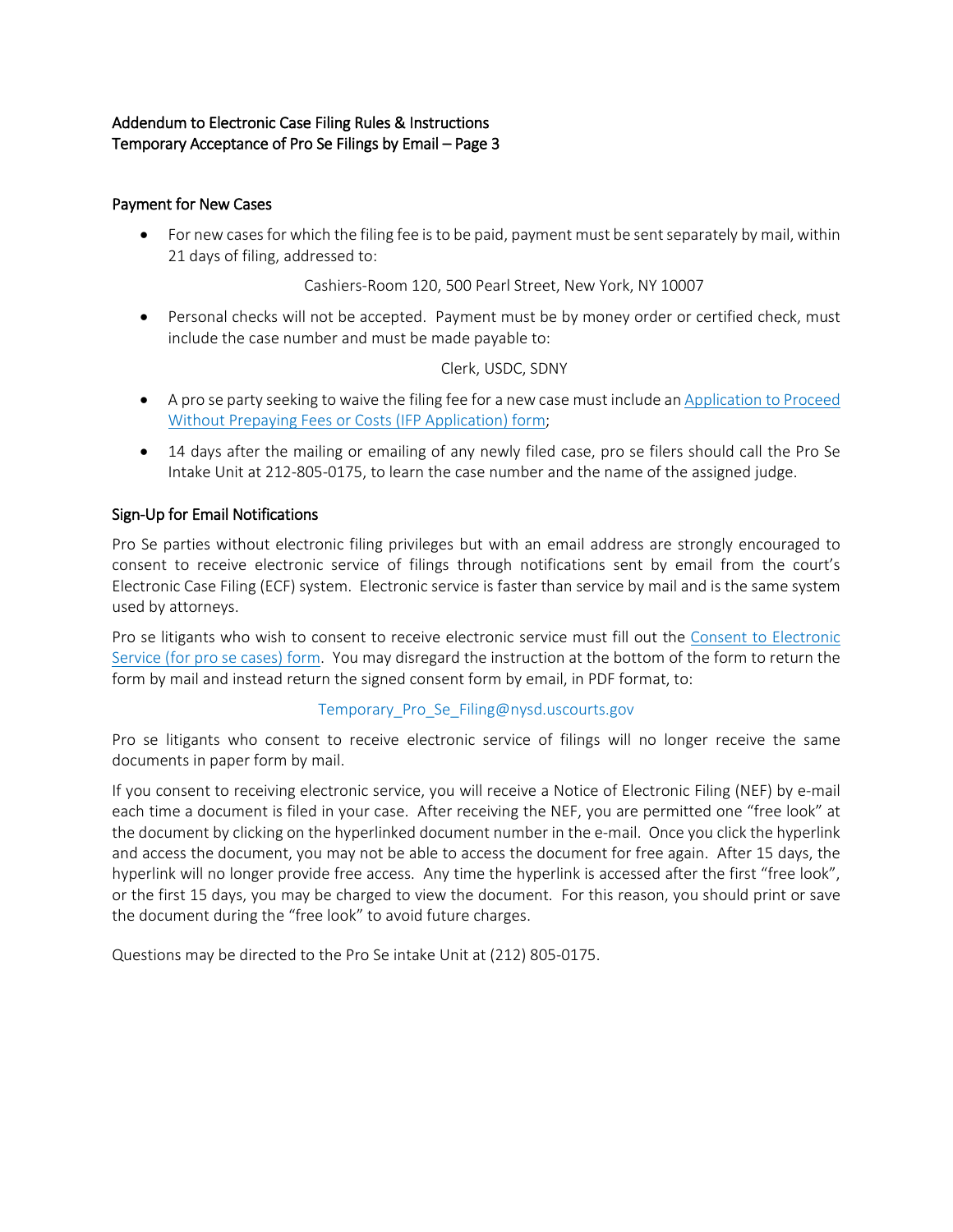Addendum to Electronic Case Filing Rules & Instructions
Temporary Acceptance of Pro Se Filings by Email – Page 3

## Payment for New Cases

- For new cases for which the filing fee is to be paid, payment must be sent separately by mail, within 21 days of filing, addressed to:

  Cashiers-Room 120, 500 Pearl Street, New York, NY 10007

- Personal checks will not be accepted. Payment must be by money order or certified check, must include the case number and must be made payable to:

  Clerk, USDC, SDNY

- A pro se party seeking to waive the filing fee for a new case must include an Application to Proceed Without Prepaying Fees or Costs (IFP Application) form;

- 14 days after the mailing or emailing of any newly filed case, pro se filers should call the Pro Se Intake Unit at 212-805-0175, to learn the case number and the name of the assigned judge.

## Sign-Up for Email Notifications

Pro Se parties without electronic filing privileges but with an email address are strongly encouraged to consent to receive electronic service of filings through notifications sent by email from the court's Electronic Case Filing (ECF) system. Electronic service is faster than service by mail and is the same system used by attorneys.

Pro se litigants who wish to consent to receive electronic service must fill out the Consent to Electronic Service (for pro se cases) form. You may disregard the instruction at the bottom of the form to return the form by mail and instead return the signed consent form by email, in PDF format, to:

Temporary_Pro_Se_Filing@nysd.uscourts.gov

Pro se litigants who consent to receive electronic service of filings will no longer receive the same documents in paper form by mail.

If you consent to receiving electronic service, you will receive a Notice of Electronic Filing (NEF) by e-mail each time a document is filed in your case. After receiving the NEF, you are permitted one "free look" at the document by clicking on the hyperlinked document number in the e-mail. Once you click the hyperlink and access the document, you may not be able to access the document for free again. After 15 days, the hyperlink will no longer provide free access. Any time the hyperlink is accessed after the first "free look", or the first 15 days, you may be charged to view the document. For this reason, you should print or save the document during the "free look" to avoid future charges.

Questions may be directed to the Pro Se intake Unit at (212) 805-0175.